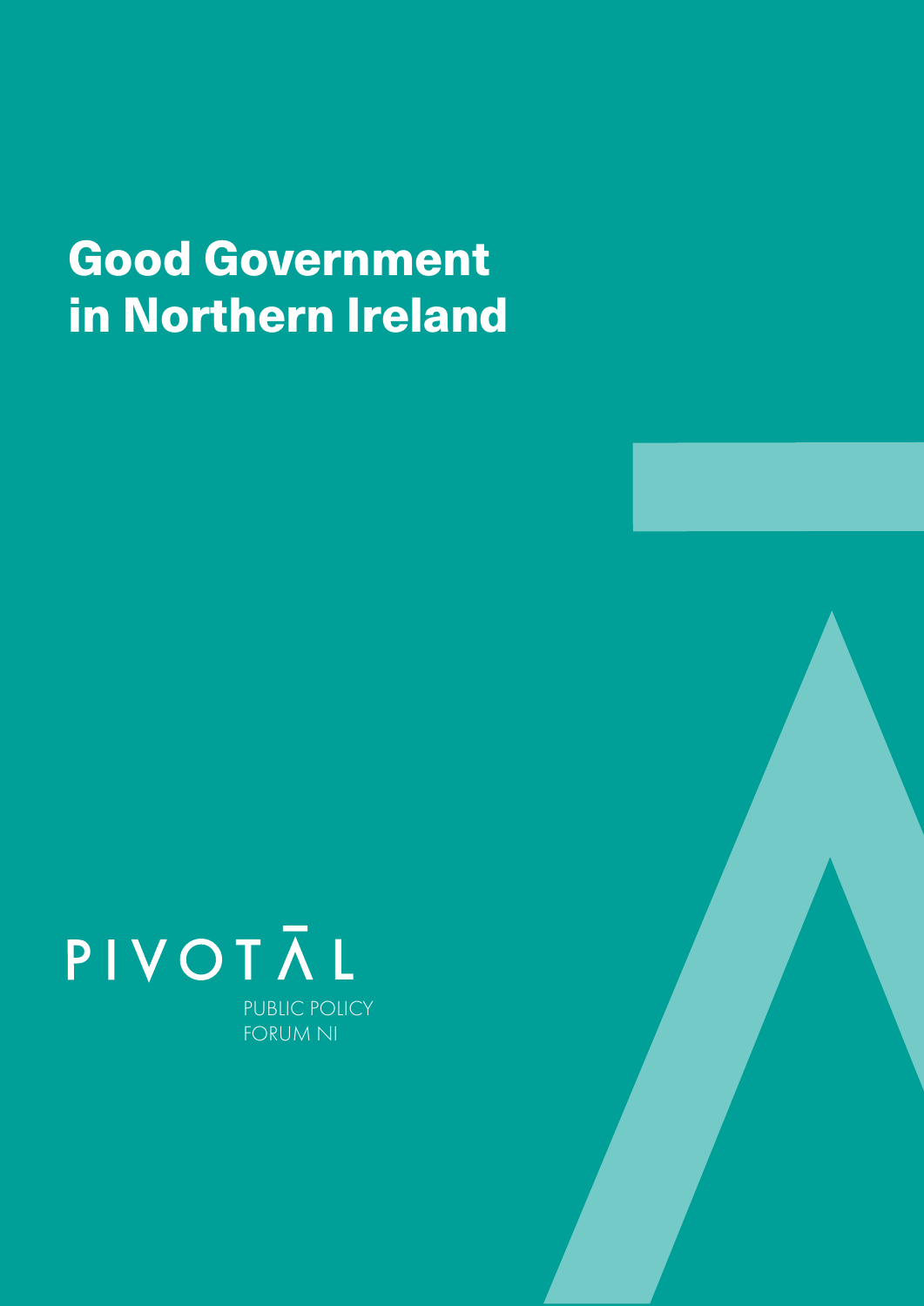# Good Government in Northern Ireland

PIVOTĀL

PUBLIC POLICY
FORUM NI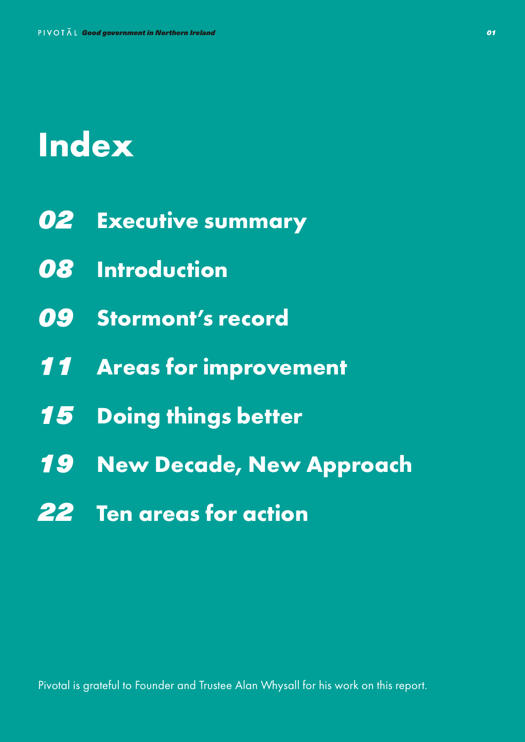# Index

**02** Executive summary

**08** Introduction

**09** Stormont's record

**11** Areas for improvement

**15** Doing things better

**19** New Decade, New Approach

**22** Ten areas for action

Pivotal is grateful to Founder and Trustee Alan Whysall for his work on this report.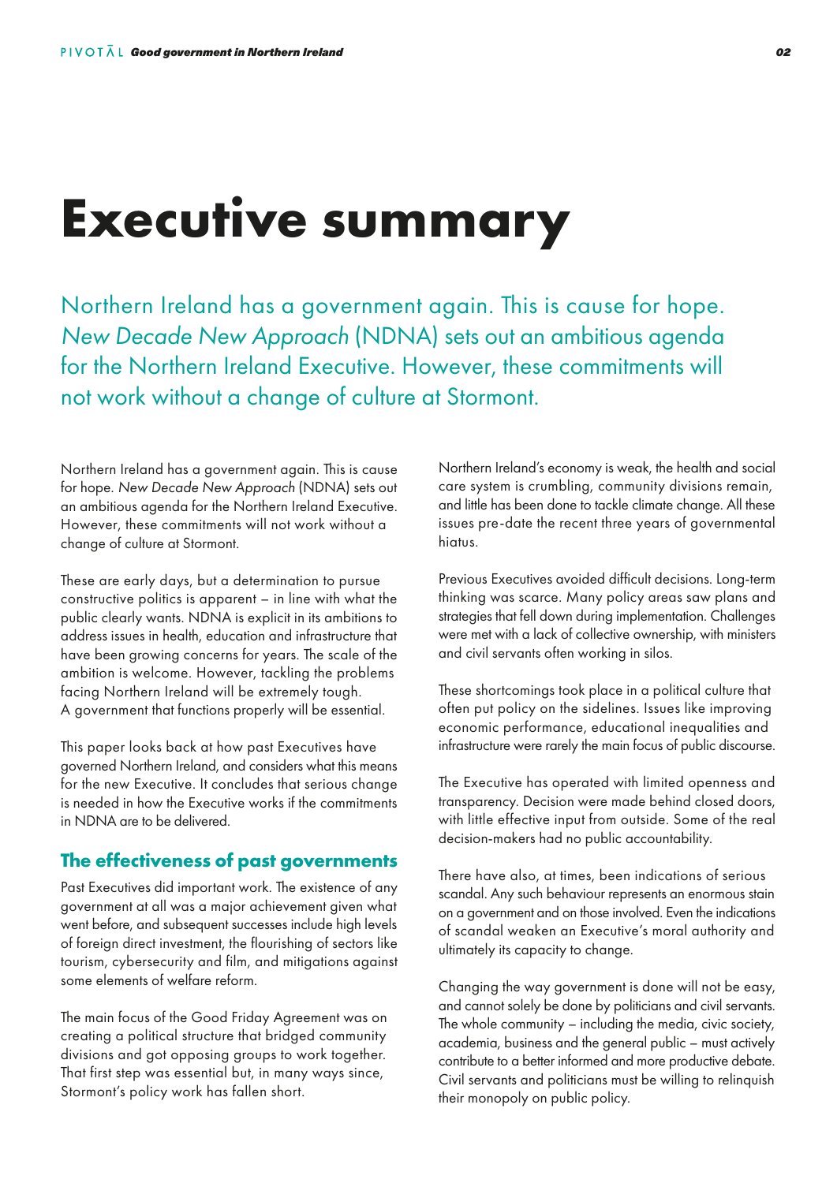# Executive summary

Northern Ireland has a government again. This is cause for hope. *New Decade New Approach* (NDNA) sets out an ambitious agenda for the Northern Ireland Executive. However, these commitments will not work without a change of culture at Stormont.

Northern Ireland has a government again. This is cause for hope. *New Decade New Approach* (NDNA) sets out an ambitious agenda for the Northern Ireland Executive. However, these commitments will not work without a change of culture at Stormont.

These are early days, but a determination to pursue constructive politics is apparent – in line with what the public clearly wants. NDNA is explicit in its ambitions to address issues in health, education and infrastructure that have been growing concerns for years. The scale of the ambition is welcome. However, tackling the problems facing Northern Ireland will be extremely tough. A government that functions properly will be essential.

This paper looks back at how past Executives have governed Northern Ireland, and considers what this means for the new Executive. It concludes that serious change is needed in how the Executive works if the commitments in NDNA are to be delivered.

## The effectiveness of past governments

Past Executives did important work. The existence of any government at all was a major achievement given what went before, and subsequent successes include high levels of foreign direct investment, the flourishing of sectors like tourism, cybersecurity and film, and mitigations against some elements of welfare reform.

The main focus of the Good Friday Agreement was on creating a political structure that bridged community divisions and got opposing groups to work together. That first step was essential but, in many ways since, Stormont's policy work has fallen short.

Northern Ireland's economy is weak, the health and social care system is crumbling, community divisions remain, and little has been done to tackle climate change. All these issues pre-date the recent three years of governmental hiatus.

Previous Executives avoided difficult decisions. Long-term thinking was scarce. Many policy areas saw plans and strategies that fell down during implementation. Challenges were met with a lack of collective ownership, with ministers and civil servants often working in silos.

These shortcomings took place in a political culture that often put policy on the sidelines. Issues like improving economic performance, educational inequalities and infrastructure were rarely the main focus of public discourse.

The Executive has operated with limited openness and transparency. Decision were made behind closed doors, with little effective input from outside. Some of the real decision-makers had no public accountability.

There have also, at times, been indications of serious scandal. Any such behaviour represents an enormous stain on a government and on those involved. Even the indications of scandal weaken an Executive's moral authority and ultimately its capacity to change.

Changing the way government is done will not be easy, and cannot solely be done by politicians and civil servants. The whole community – including the media, civic society, academia, business and the general public – must actively contribute to a better informed and more productive debate. Civil servants and politicians must be willing to relinquish their monopoly on public policy.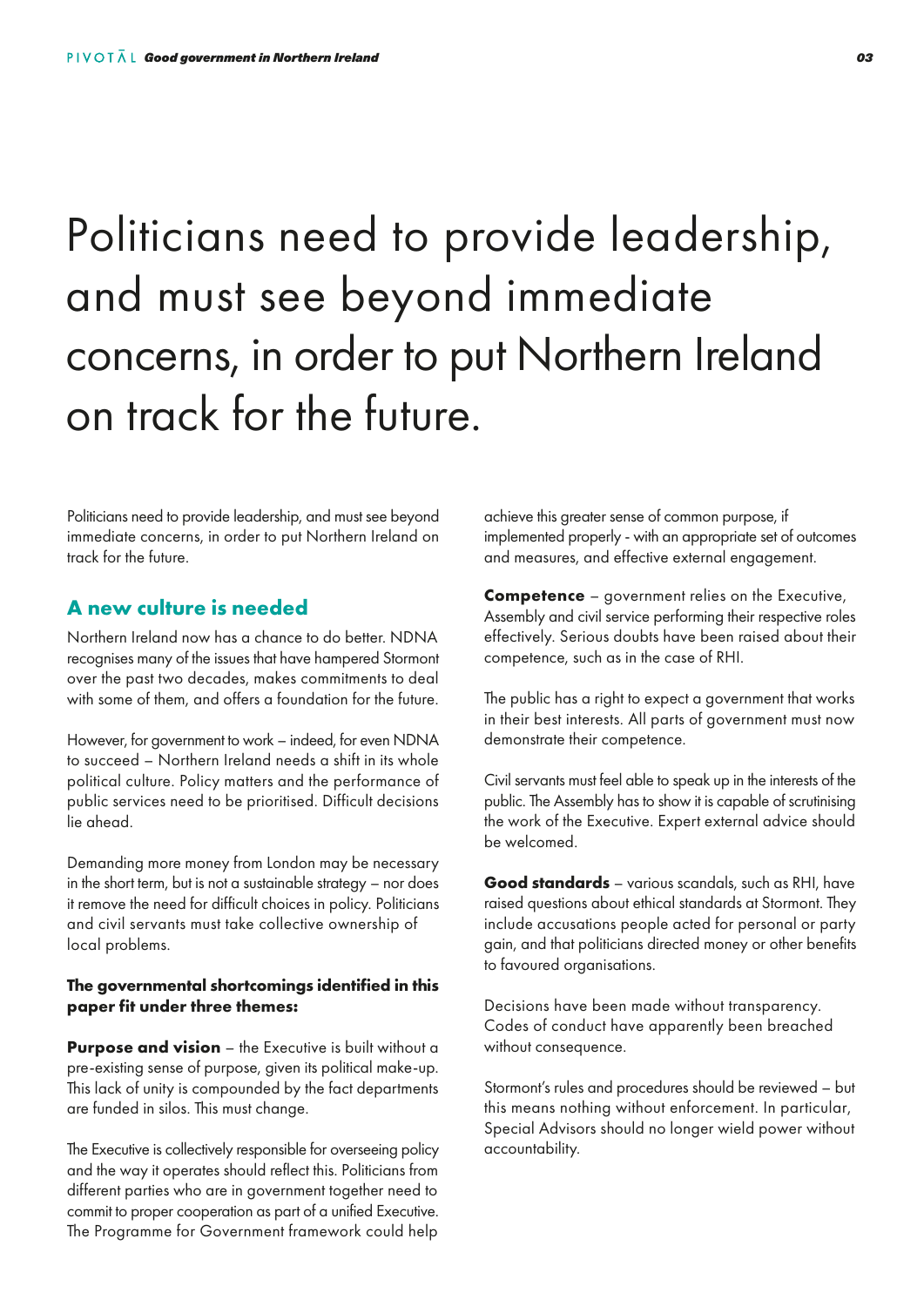# Politicians need to provide leadership, and must see beyond immediate concerns, in order to put Northern Ireland on track for the future.

Politicians need to provide leadership, and must see beyond immediate concerns, in order to put Northern Ireland on track for the future.

## A new culture is needed

Northern Ireland now has a chance to do better. NDNA recognises many of the issues that have hampered Stormont over the past two decades, makes commitments to deal with some of them, and offers a foundation for the future.

However, for government to work – indeed, for even NDNA to succeed – Northern Ireland needs a shift in its whole political culture. Policy matters and the performance of public services need to be prioritised. Difficult decisions lie ahead.

Demanding more money from London may be necessary in the short term, but is not a sustainable strategy – nor does it remove the need for difficult choices in policy. Politicians and civil servants must take collective ownership of local problems.

**The governmental shortcomings identified in this paper fit under three themes:**

**Purpose and vision** – the Executive is built without a pre-existing sense of purpose, given its political make-up. This lack of unity is compounded by the fact departments are funded in silos. This must change.

The Executive is collectively responsible for overseeing policy and the way it operates should reflect this. Politicians from different parties who are in government together need to commit to proper cooperation as part of a unified Executive. The Programme for Government framework could help achieve this greater sense of common purpose, if implemented properly - with an appropriate set of outcomes and measures, and effective external engagement.

**Competence** – government relies on the Executive, Assembly and civil service performing their respective roles effectively. Serious doubts have been raised about their competence, such as in the case of RHI.

The public has a right to expect a government that works in their best interests. All parts of government must now demonstrate their competence.

Civil servants must feel able to speak up in the interests of the public. The Assembly has to show it is capable of scrutinising the work of the Executive. Expert external advice should be welcomed.

**Good standards** – various scandals, such as RHI, have raised questions about ethical standards at Stormont. They include accusations people acted for personal or party gain, and that politicians directed money or other benefits to favoured organisations.

Decisions have been made without transparency. Codes of conduct have apparently been breached without consequence.

Stormont's rules and procedures should be reviewed – but this means nothing without enforcement. In particular, Special Advisors should no longer wield power without accountability.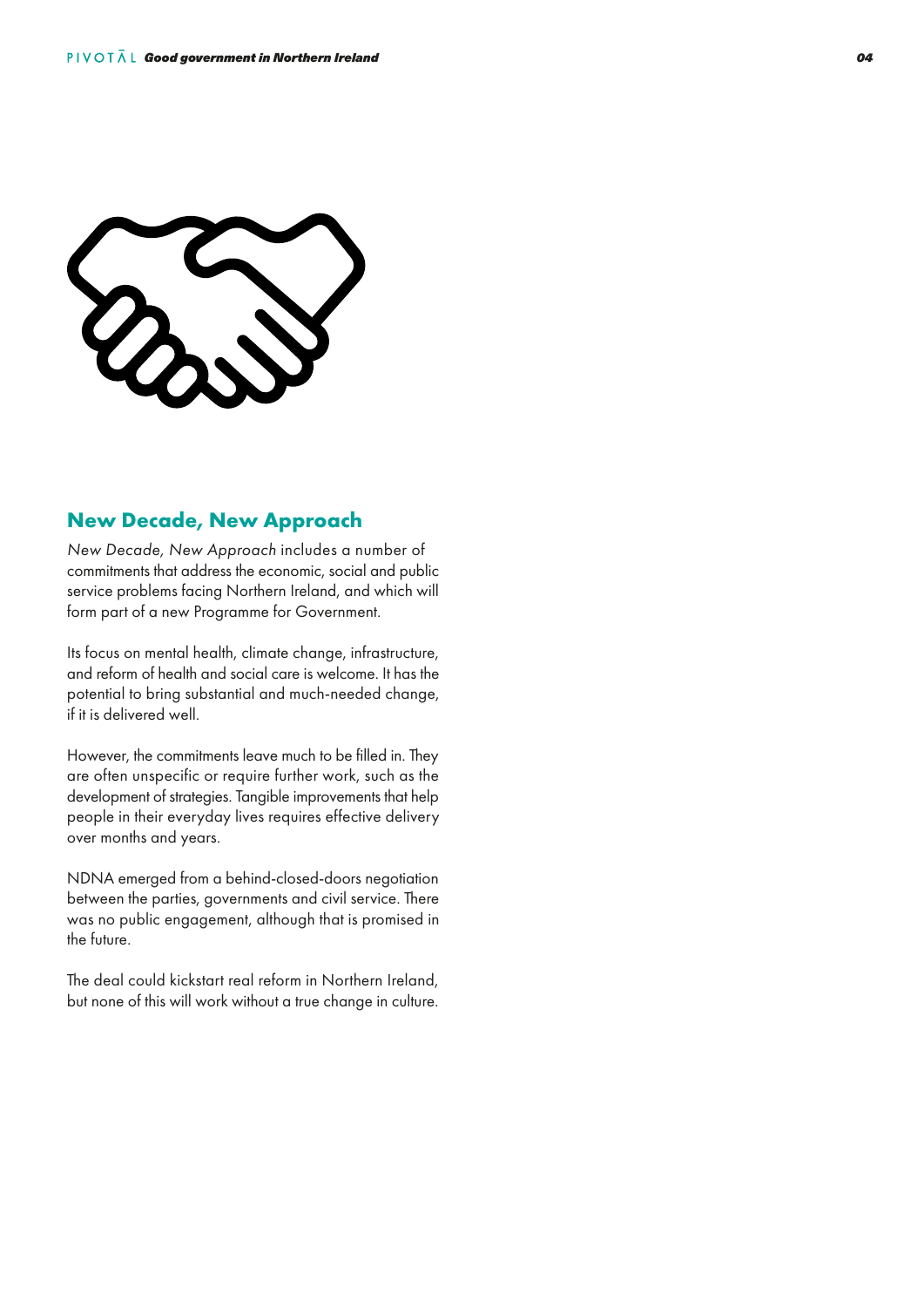## New Decade, New Approach

*New Decade, New Approach* includes a number of commitments that address the economic, social and public service problems facing Northern Ireland, and which will form part of a new Programme for Government.

Its focus on mental health, climate change, infrastructure, and reform of health and social care is welcome. It has the potential to bring substantial and much-needed change, if it is delivered well.

However, the commitments leave much to be filled in. They are often unspecific or require further work, such as the development of strategies. Tangible improvements that help people in their everyday lives requires effective delivery over months and years.

NDNA emerged from a behind-closed-doors negotiation between the parties, governments and civil service. There was no public engagement, although that is promised in the future.

The deal could kickstart real reform in Northern Ireland, but none of this will work without a true change in culture.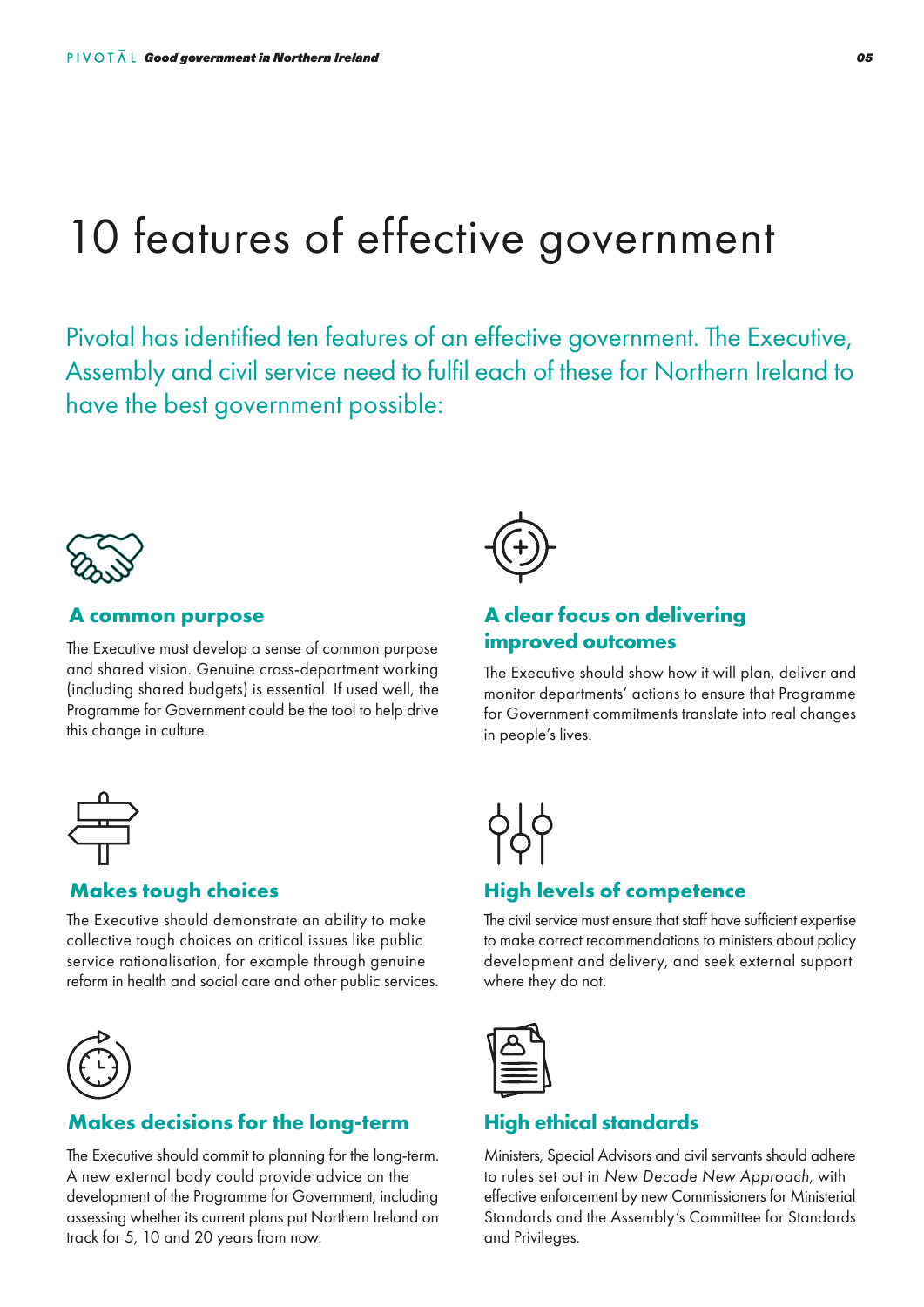# 10 features of effective government

Pivotal has identified ten features of an effective government. The Executive, Assembly and civil service need to fulfil each of these for Northern Ireland to have the best government possible:

### A common purpose

The Executive must develop a sense of common purpose and shared vision. Genuine cross-department working (including shared budgets) is essential. If used well, the Programme for Government could be the tool to help drive this change in culture.

### A clear focus on delivering improved outcomes

The Executive should show how it will plan, deliver and monitor departments' actions to ensure that Programme for Government commitments translate into real changes in people's lives.

### Makes tough choices

The Executive should demonstrate an ability to make collective tough choices on critical issues like public service rationalisation, for example through genuine reform in health and social care and other public services.

### High levels of competence

The civil service must ensure that staff have sufficient expertise to make correct recommendations to ministers about policy development and delivery, and seek external support where they do not.

### Makes decisions for the long-term

The Executive should commit to planning for the long-term. A new external body could provide advice on the development of the Programme for Government, including assessing whether its current plans put Northern Ireland on track for 5, 10 and 20 years from now.

### High ethical standards

Ministers, Special Advisors and civil servants should adhere to rules set out in *New Decade New Approach*, with effective enforcement by new Commissioners for Ministerial Standards and the Assembly's Committee for Standards and Privileges.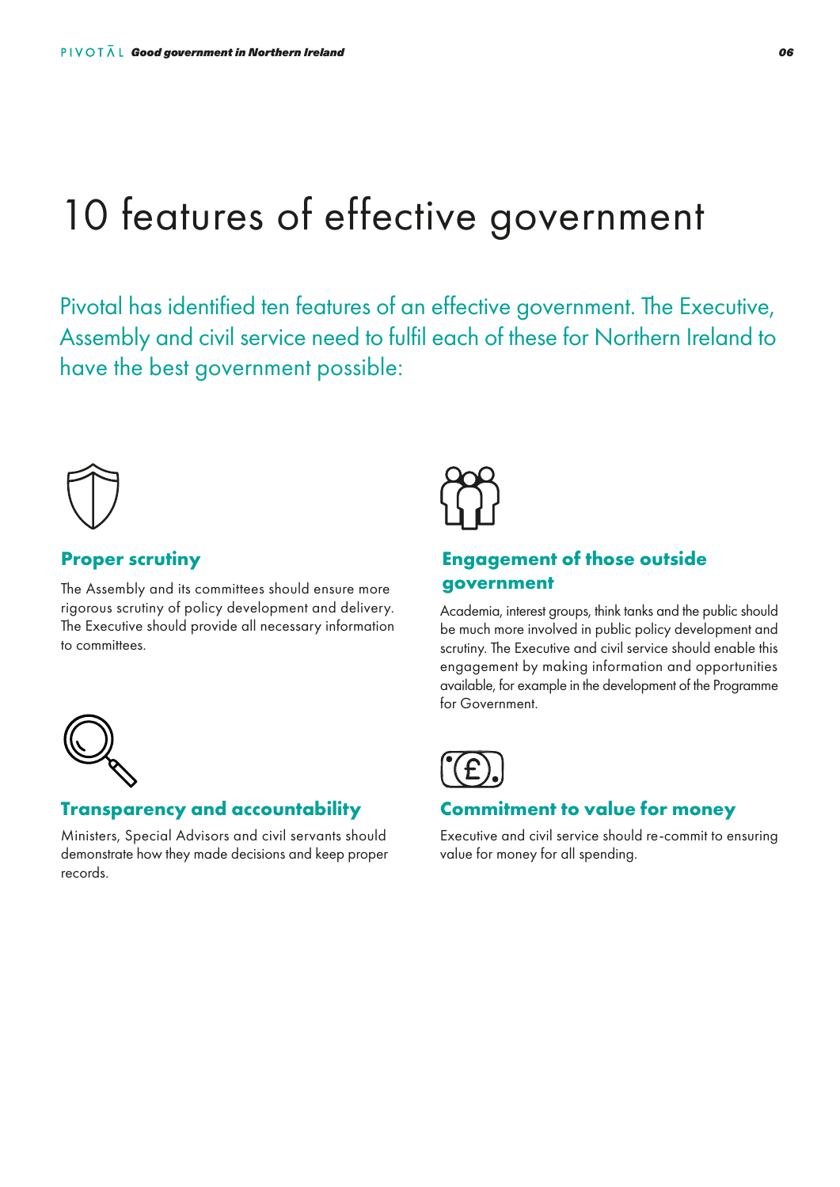# 10 features of effective government

Pivotal has identified ten features of an effective government. The Executive, Assembly and civil service need to fulfil each of these for Northern Ireland to have the best government possible:

### Proper scrutiny

The Assembly and its committees should ensure more rigorous scrutiny of policy development and delivery. The Executive should provide all necessary information to committees.

### Engagement of those outside government

Academia, interest groups, think tanks and the public should be much more involved in public policy development and scrutiny. The Executive and civil service should enable this engagement by making information and opportunities available, for example in the development of the Programme for Government.

### Transparency and accountability

Ministers, Special Advisors and civil servants should demonstrate how they made decisions and keep proper records.

### Commitment to value for money

Executive and civil service should re-commit to ensuring value for money for all spending.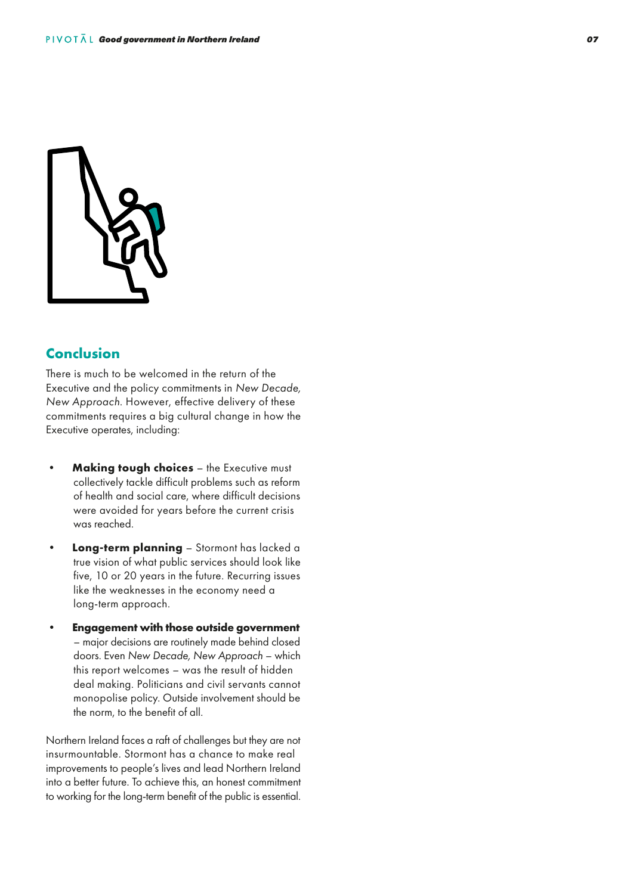## Conclusion

There is much to be welcomed in the return of the Executive and the policy commitments in *New Decade, New Approach*. However, effective delivery of these commitments requires a big cultural change in how the Executive operates, including:

- **Making tough choices** – the Executive must collectively tackle difficult problems such as reform of health and social care, where difficult decisions were avoided for years before the current crisis was reached.
- **Long-term planning** – Stormont has lacked a true vision of what public services should look like five, 10 or 20 years in the future. Recurring issues like the weaknesses in the economy need a long-term approach.
- **Engagement with those outside government** – major decisions are routinely made behind closed doors. Even *New Decade, New Approach* – which this report welcomes – was the result of hidden deal making. Politicians and civil servants cannot monopolise policy. Outside involvement should be the norm, to the benefit of all.

Northern Ireland faces a raft of challenges but they are not insurmountable. Stormont has a chance to make real improvements to people's lives and lead Northern Ireland into a better future. To achieve this, an honest commitment to working for the long-term benefit of the public is essential.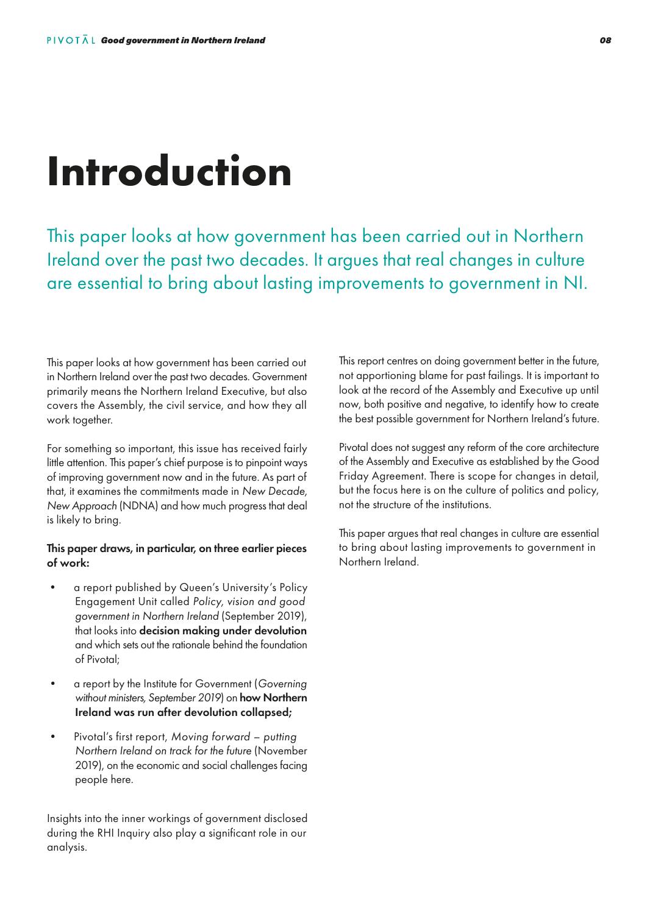# Introduction

This paper looks at how government has been carried out in Northern Ireland over the past two decades. It argues that real changes in culture are essential to bring about lasting improvements to government in NI.

This paper looks at how government has been carried out in Northern Ireland over the past two decades. Government primarily means the Northern Ireland Executive, but also covers the Assembly, the civil service, and how they all work together.

For something so important, this issue has received fairly little attention. This paper's chief purpose is to pinpoint ways of improving government now and in the future. As part of that, it examines the commitments made in *New Decade, New Approach* (NDNA) and how much progress that deal is likely to bring.

**This paper draws, in particular, on three earlier pieces of work:**

- a report published by Queen's University's Policy Engagement Unit called *Policy, vision and good government in Northern Ireland* (September 2019), that looks into **decision making under devolution** and which sets out the rationale behind the foundation of Pivotal;
- a report by the Institute for Government (*Governing without ministers, September 2019*) on **how Northern Ireland was run after devolution collapsed;**
- Pivotal's first report, *Moving forward – putting Northern Ireland on track for the future* (November 2019), on the economic and social challenges facing people here.

Insights into the inner workings of government disclosed during the RHI Inquiry also play a significant role in our analysis.

This report centres on doing government better in the future, not apportioning blame for past failings. It is important to look at the record of the Assembly and Executive up until now, both positive and negative, to identify how to create the best possible government for Northern Ireland's future.

Pivotal does not suggest any reform of the core architecture of the Assembly and Executive as established by the Good Friday Agreement. There is scope for changes in detail, but the focus here is on the culture of politics and policy, not the structure of the institutions.

This paper argues that real changes in culture are essential to bring about lasting improvements to government in Northern Ireland.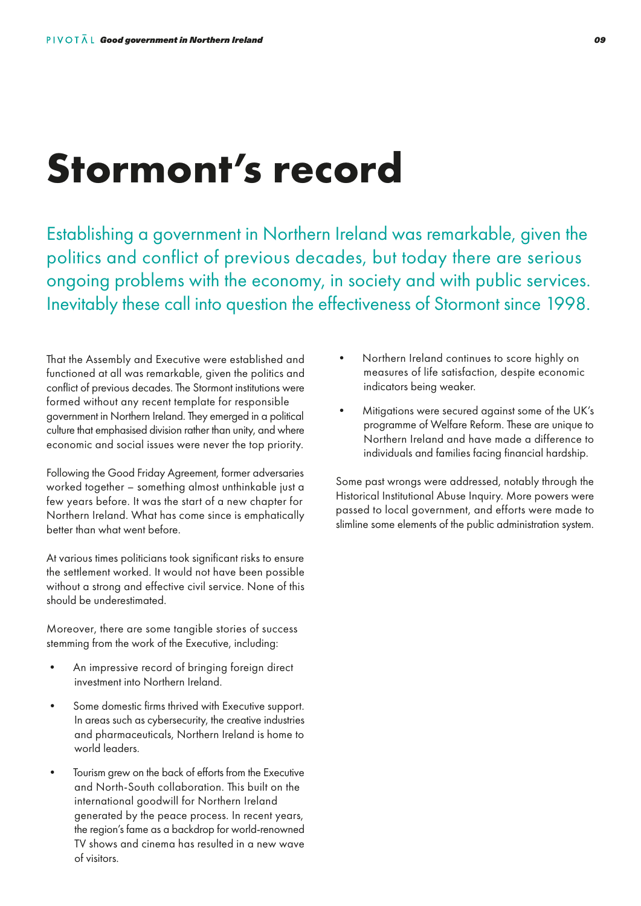# Stormont's record

Establishing a government in Northern Ireland was remarkable, given the politics and conflict of previous decades, but today there are serious ongoing problems with the economy, in society and with public services. Inevitably these call into question the effectiveness of Stormont since 1998.

That the Assembly and Executive were established and functioned at all was remarkable, given the politics and conflict of previous decades. The Stormont institutions were formed without any recent template for responsible government in Northern Ireland. They emerged in a political culture that emphasised division rather than unity, and where economic and social issues were never the top priority.

Following the Good Friday Agreement, former adversaries worked together – something almost unthinkable just a few years before. It was the start of a new chapter for Northern Ireland. What has come since is emphatically better than what went before.

At various times politicians took significant risks to ensure the settlement worked. It would not have been possible without a strong and effective civil service. None of this should be underestimated.

Moreover, there are some tangible stories of success stemming from the work of the Executive, including:

- An impressive record of bringing foreign direct investment into Northern Ireland.
- Some domestic firms thrived with Executive support. In areas such as cybersecurity, the creative industries and pharmaceuticals, Northern Ireland is home to world leaders.
- Tourism grew on the back of efforts from the Executive and North-South collaboration. This built on the international goodwill for Northern Ireland generated by the peace process. In recent years, the region's fame as a backdrop for world-renowned TV shows and cinema has resulted in a new wave of visitors.
- Northern Ireland continues to score highly on measures of life satisfaction, despite economic indicators being weaker.
- Mitigations were secured against some of the UK's programme of Welfare Reform. These are unique to Northern Ireland and have made a difference to individuals and families facing financial hardship.

Some past wrongs were addressed, notably through the Historical Institutional Abuse Inquiry. More powers were passed to local government, and efforts were made to slimline some elements of the public administration system.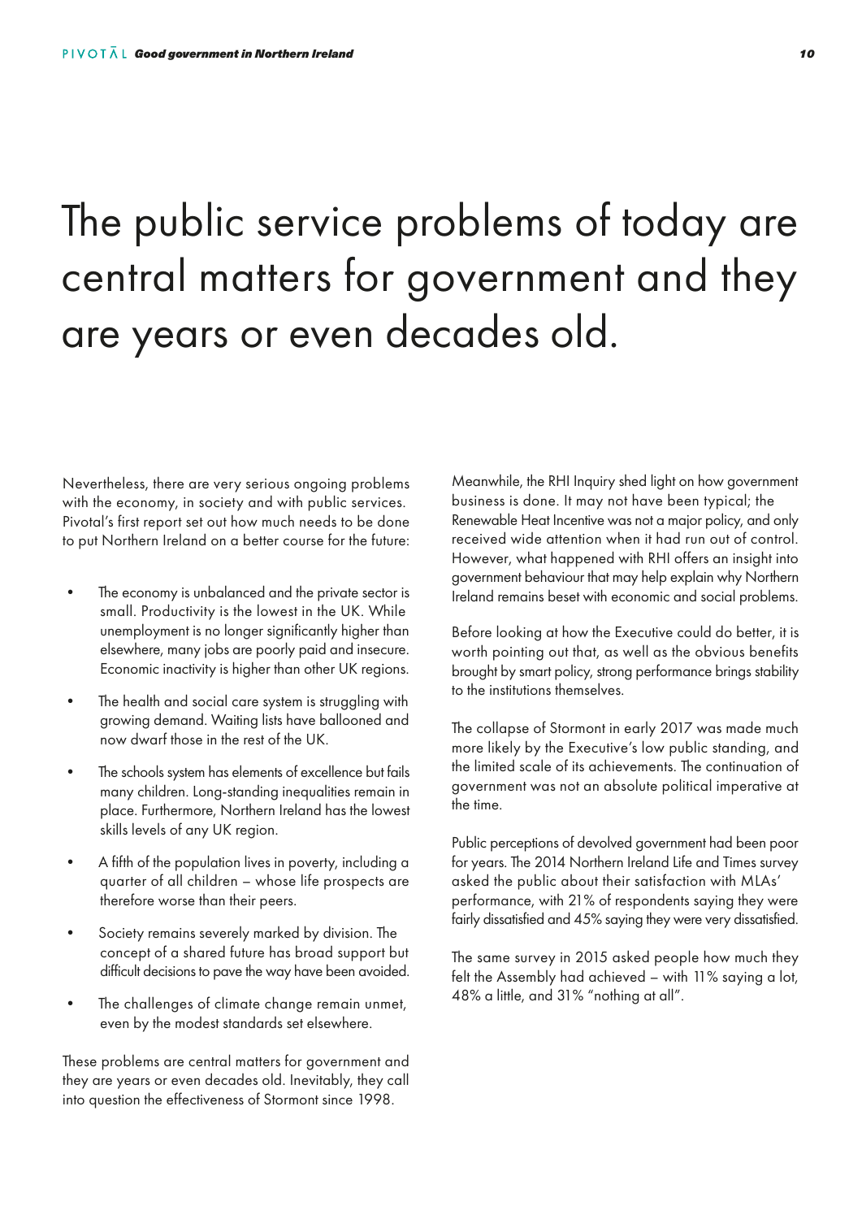# The public service problems of today are central matters for government and they are years or even decades old.

Nevertheless, there are very serious ongoing problems with the economy, in society and with public services. Pivotal's first report set out how much needs to be done to put Northern Ireland on a better course for the future:

- The economy is unbalanced and the private sector is small. Productivity is the lowest in the UK. While unemployment is no longer significantly higher than elsewhere, many jobs are poorly paid and insecure. Economic inactivity is higher than other UK regions.
- The health and social care system is struggling with growing demand. Waiting lists have ballooned and now dwarf those in the rest of the UK.
- The schools system has elements of excellence but fails many children. Long-standing inequalities remain in place. Furthermore, Northern Ireland has the lowest skills levels of any UK region.
- A fifth of the population lives in poverty, including a quarter of all children – whose life prospects are therefore worse than their peers.
- Society remains severely marked by division. The concept of a shared future has broad support but difficult decisions to pave the way have been avoided.
- The challenges of climate change remain unmet, even by the modest standards set elsewhere.

These problems are central matters for government and they are years or even decades old. Inevitably, they call into question the effectiveness of Stormont since 1998.

Meanwhile, the RHI Inquiry shed light on how government business is done. It may not have been typical; the Renewable Heat Incentive was not a major policy, and only received wide attention when it had run out of control. However, what happened with RHI offers an insight into government behaviour that may help explain why Northern Ireland remains beset with economic and social problems.

Before looking at how the Executive could do better, it is worth pointing out that, as well as the obvious benefits brought by smart policy, strong performance brings stability to the institutions themselves.

The collapse of Stormont in early 2017 was made much more likely by the Executive's low public standing, and the limited scale of its achievements. The continuation of government was not an absolute political imperative at the time.

Public perceptions of devolved government had been poor for years. The 2014 Northern Ireland Life and Times survey asked the public about their satisfaction with MLAs' performance, with 21% of respondents saying they were fairly dissatisfied and 45% saying they were very dissatisfied.

The same survey in 2015 asked people how much they felt the Assembly had achieved – with 11% saying a lot, 48% a little, and 31% "nothing at all".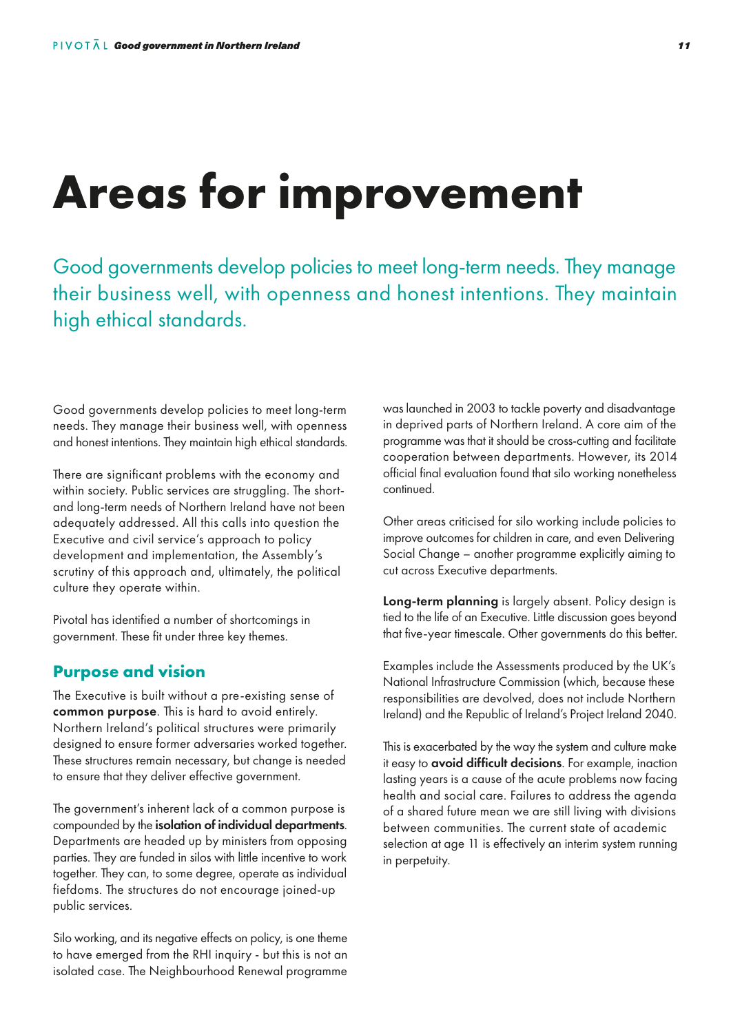# Areas for improvement

Good governments develop policies to meet long-term needs. They manage their business well, with openness and honest intentions. They maintain high ethical standards.

Good governments develop policies to meet long-term needs. They manage their business well, with openness and honest intentions. They maintain high ethical standards.

There are significant problems with the economy and within society. Public services are struggling. The short- and long-term needs of Northern Ireland have not been adequately addressed. All this calls into question the Executive and civil service's approach to policy development and implementation, the Assembly's scrutiny of this approach and, ultimately, the political culture they operate within.

Pivotal has identified a number of shortcomings in government. These fit under three key themes.

## Purpose and vision

The Executive is built without a pre-existing sense of **common purpose**. This is hard to avoid entirely. Northern Ireland's political structures were primarily designed to ensure former adversaries worked together. These structures remain necessary, but change is needed to ensure that they deliver effective government.

The government's inherent lack of a common purpose is compounded by the **isolation of individual departments**. Departments are headed up by ministers from opposing parties. They are funded in silos with little incentive to work together. They can, to some degree, operate as individual fiefdoms. The structures do not encourage joined-up public services.

Silo working, and its negative effects on policy, is one theme to have emerged from the RHI inquiry - but this is not an isolated case. The Neighbourhood Renewal programme was launched in 2003 to tackle poverty and disadvantage in deprived parts of Northern Ireland. A core aim of the programme was that it should be cross-cutting and facilitate cooperation between departments. However, its 2014 official final evaluation found that silo working nonetheless continued.

Other areas criticised for silo working include policies to improve outcomes for children in care, and even Delivering Social Change – another programme explicitly aiming to cut across Executive departments.

**Long-term planning** is largely absent. Policy design is tied to the life of an Executive. Little discussion goes beyond that five-year timescale. Other governments do this better.

Examples include the Assessments produced by the UK's National Infrastructure Commission (which, because these responsibilities are devolved, does not include Northern Ireland) and the Republic of Ireland's Project Ireland 2040.

This is exacerbated by the way the system and culture make it easy to **avoid difficult decisions**. For example, inaction lasting years is a cause of the acute problems now facing health and social care. Failures to address the agenda of a shared future mean we are still living with divisions between communities. The current state of academic selection at age 11 is effectively an interim system running in perpetuity.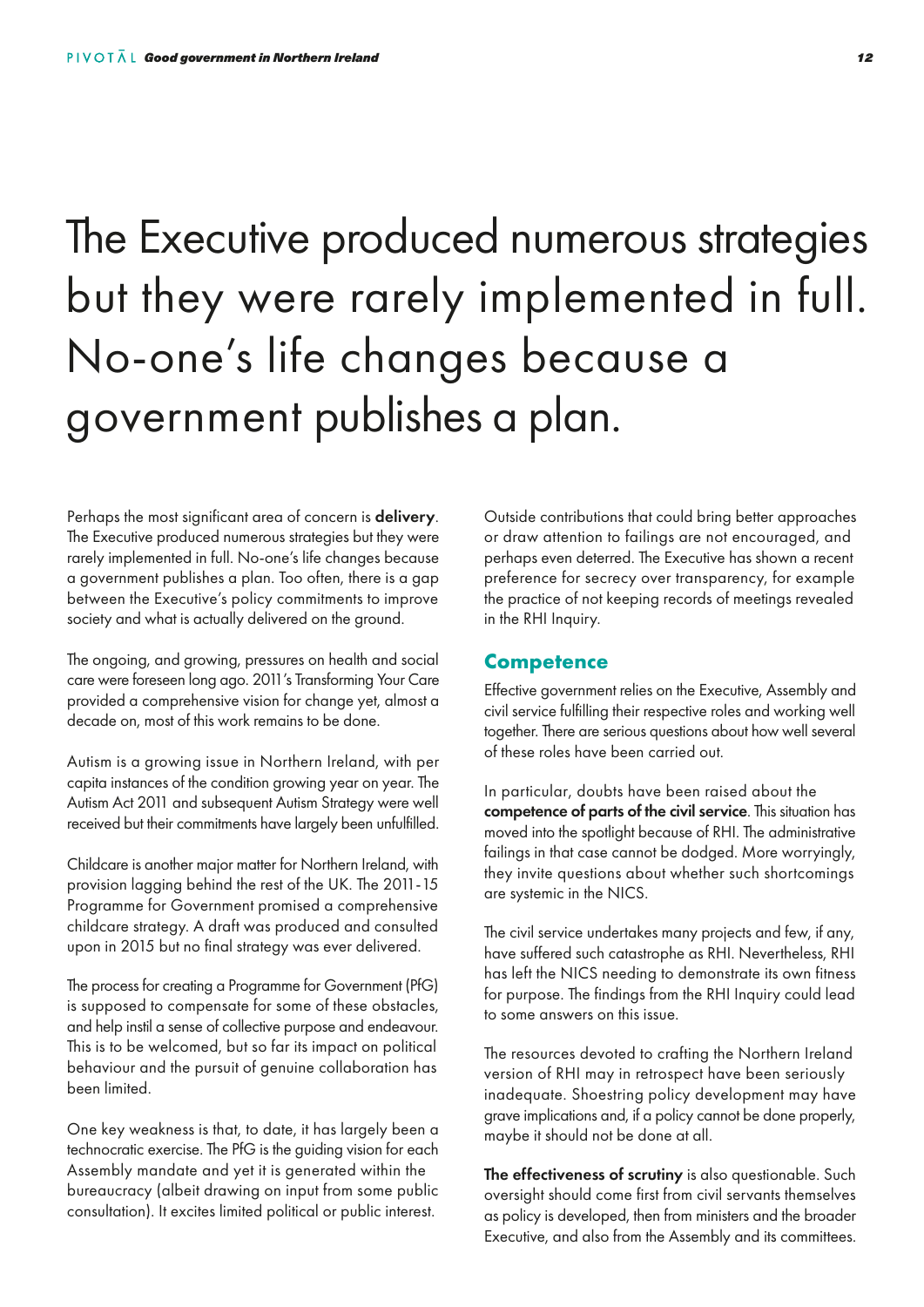# The Executive produced numerous strategies but they were rarely implemented in full. No-one's life changes because a government publishes a plan.

Perhaps the most significant area of concern is **delivery**. The Executive produced numerous strategies but they were rarely implemented in full. No-one's life changes because a government publishes a plan. Too often, there is a gap between the Executive's policy commitments to improve society and what is actually delivered on the ground.

The ongoing, and growing, pressures on health and social care were foreseen long ago. 2011's Transforming Your Care provided a comprehensive vision for change yet, almost a decade on, most of this work remains to be done.

Autism is a growing issue in Northern Ireland, with per capita instances of the condition growing year on year. The Autism Act 2011 and subsequent Autism Strategy were well received but their commitments have largely been unfulfilled.

Childcare is another major matter for Northern Ireland, with provision lagging behind the rest of the UK. The 2011-15 Programme for Government promised a comprehensive childcare strategy. A draft was produced and consulted upon in 2015 but no final strategy was ever delivered.

The process for creating a Programme for Government (PfG) is supposed to compensate for some of these obstacles, and help instil a sense of collective purpose and endeavour. This is to be welcomed, but so far its impact on political behaviour and the pursuit of genuine collaboration has been limited.

One key weakness is that, to date, it has largely been a technocratic exercise. The PfG is the guiding vision for each Assembly mandate and yet it is generated within the bureaucracy (albeit drawing on input from some public consultation). It excites limited political or public interest.

Outside contributions that could bring better approaches or draw attention to failings are not encouraged, and perhaps even deterred. The Executive has shown a recent preference for secrecy over transparency, for example the practice of not keeping records of meetings revealed in the RHI Inquiry.

## Competence

Effective government relies on the Executive, Assembly and civil service fulfilling their respective roles and working well together. There are serious questions about how well several of these roles have been carried out.

In particular, doubts have been raised about the **competence of parts of the civil service**. This situation has moved into the spotlight because of RHI. The administrative failings in that case cannot be dodged. More worryingly, they invite questions about whether such shortcomings are systemic in the NICS.

The civil service undertakes many projects and few, if any, have suffered such catastrophe as RHI. Nevertheless, RHI has left the NICS needing to demonstrate its own fitness for purpose. The findings from the RHI Inquiry could lead to some answers on this issue.

The resources devoted to crafting the Northern Ireland version of RHI may in retrospect have been seriously inadequate. Shoestring policy development may have grave implications and, if a policy cannot be done properly, maybe it should not be done at all.

**The effectiveness of scrutiny** is also questionable. Such oversight should come first from civil servants themselves as policy is developed, then from ministers and the broader Executive, and also from the Assembly and its committees.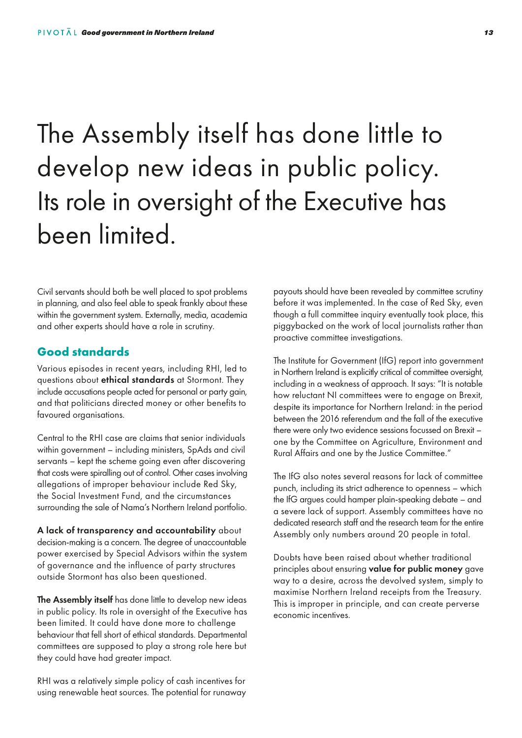# The Assembly itself has done little to develop new ideas in public policy. Its role in oversight of the Executive has been limited.

Civil servants should both be well placed to spot problems in planning, and also feel able to speak frankly about these within the government system. Externally, media, academia and other experts should have a role in scrutiny.

## Good standards

Various episodes in recent years, including RHI, led to questions about **ethical standards** at Stormont. They include accusations people acted for personal or party gain, and that politicians directed money or other benefits to favoured organisations.

Central to the RHI case are claims that senior individuals within government – including ministers, SpAds and civil servants – kept the scheme going even after discovering that costs were spiralling out of control. Other cases involving allegations of improper behaviour include Red Sky, the Social Investment Fund, and the circumstances surrounding the sale of Nama's Northern Ireland portfolio.

**A lack of transparency and accountability** about decision-making is a concern. The degree of unaccountable power exercised by Special Advisors within the system of governance and the influence of party structures outside Stormont has also been questioned.

**The Assembly itself** has done little to develop new ideas in public policy. Its role in oversight of the Executive has been limited. It could have done more to challenge behaviour that fell short of ethical standards. Departmental committees are supposed to play a strong role here but they could have had greater impact.

RHI was a relatively simple policy of cash incentives for using renewable heat sources. The potential for runaway payouts should have been revealed by committee scrutiny before it was implemented. In the case of Red Sky, even though a full committee inquiry eventually took place, this piggybacked on the work of local journalists rather than proactive committee investigations.

The Institute for Government (IfG) report into government in Northern Ireland is explicitly critical of committee oversight, including in a weakness of approach. It says: "It is notable how reluctant NI committees were to engage on Brexit, despite its importance for Northern Ireland: in the period between the 2016 referendum and the fall of the executive there were only two evidence sessions focussed on Brexit – one by the Committee on Agriculture, Environment and Rural Affairs and one by the Justice Committee."

The IfG also notes several reasons for lack of committee punch, including its strict adherence to openness – which the IfG argues could hamper plain-speaking debate – and a severe lack of support. Assembly committees have no dedicated research staff and the research team for the entire Assembly only numbers around 20 people in total.

Doubts have been raised about whether traditional principles about ensuring **value for public money** gave way to a desire, across the devolved system, simply to maximise Northern Ireland receipts from the Treasury. This is improper in principle, and can create perverse economic incentives.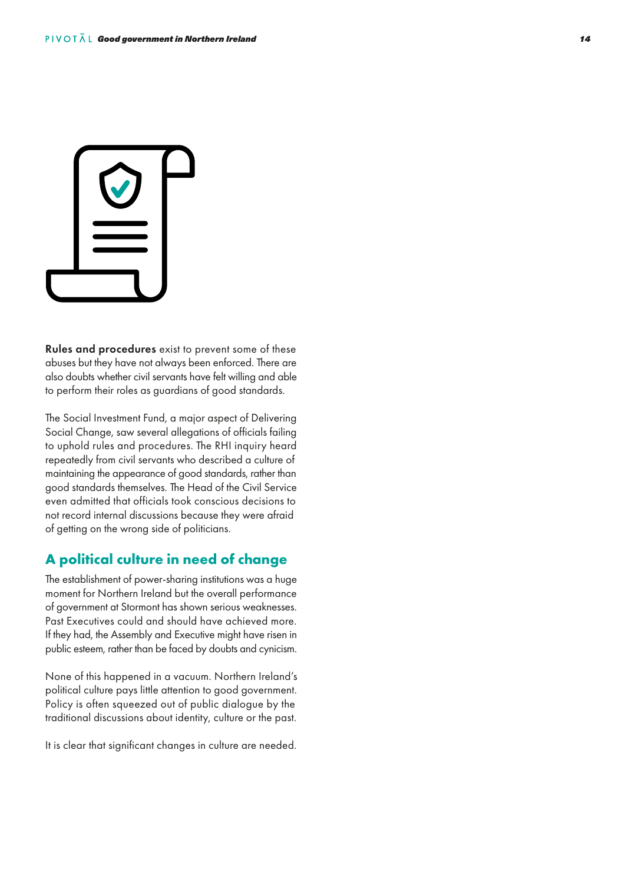**Rules and procedures** exist to prevent some of these abuses but they have not always been enforced. There are also doubts whether civil servants have felt willing and able to perform their roles as guardians of good standards.

The Social Investment Fund, a major aspect of Delivering Social Change, saw several allegations of officials failing to uphold rules and procedures. The RHI inquiry heard repeatedly from civil servants who described a culture of maintaining the appearance of good standards, rather than good standards themselves. The Head of the Civil Service even admitted that officials took conscious decisions to not record internal discussions because they were afraid of getting on the wrong side of politicians.

## A political culture in need of change

The establishment of power-sharing institutions was a huge moment for Northern Ireland but the overall performance of government at Stormont has shown serious weaknesses. Past Executives could and should have achieved more. If they had, the Assembly and Executive might have risen in public esteem, rather than be faced by doubts and cynicism.

None of this happened in a vacuum. Northern Ireland's political culture pays little attention to good government. Policy is often squeezed out of public dialogue by the traditional discussions about identity, culture or the past.

It is clear that significant changes in culture are needed.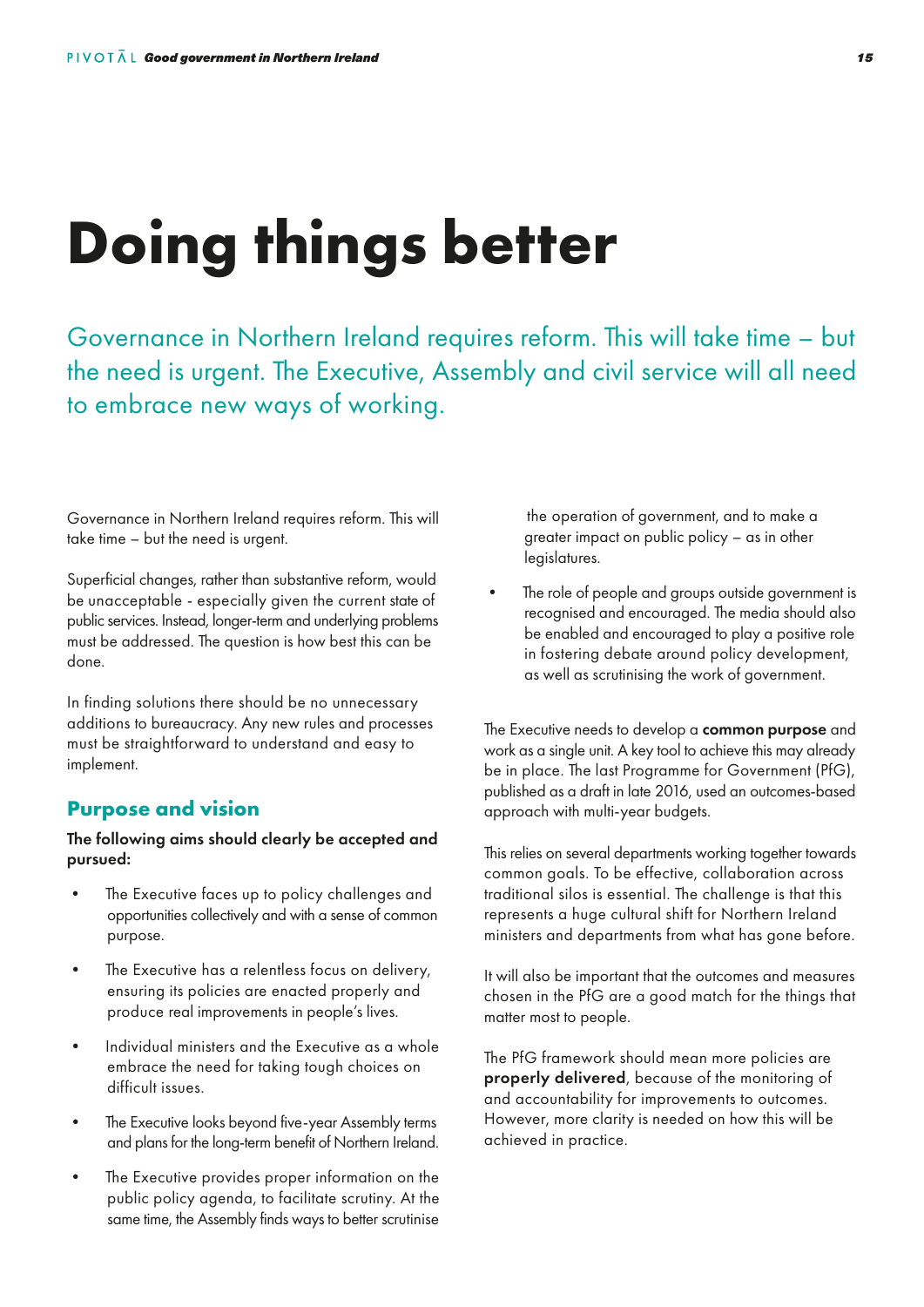# Doing things better

Governance in Northern Ireland requires reform. This will take time – but the need is urgent. The Executive, Assembly and civil service will all need to embrace new ways of working.

Governance in Northern Ireland requires reform. This will take time – but the need is urgent.

Superficial changes, rather than substantive reform, would be unacceptable - especially given the current state of public services. Instead, longer-term and underlying problems must be addressed. The question is how best this can be done.

In finding solutions there should be no unnecessary additions to bureaucracy. Any new rules and processes must be straightforward to understand and easy to implement.

## Purpose and vision

**The following aims should clearly be accepted and pursued:**

- The Executive faces up to policy challenges and opportunities collectively and with a sense of common purpose.
- The Executive has a relentless focus on delivery, ensuring its policies are enacted properly and produce real improvements in people's lives.
- Individual ministers and the Executive as a whole embrace the need for taking tough choices on difficult issues.
- The Executive looks beyond five-year Assembly terms and plans for the long-term benefit of Northern Ireland.
- The Executive provides proper information on the public policy agenda, to facilitate scrutiny. At the same time, the Assembly finds ways to better scrutinise the operation of government, and to make a greater impact on public policy – as in other legislatures.
- The role of people and groups outside government is recognised and encouraged. The media should also be enabled and encouraged to play a positive role in fostering debate around policy development, as well as scrutinising the work of government.

The Executive needs to develop a **common purpose** and work as a single unit. A key tool to achieve this may already be in place. The last Programme for Government (PfG), published as a draft in late 2016, used an outcomes-based approach with multi-year budgets.

This relies on several departments working together towards common goals. To be effective, collaboration across traditional silos is essential. The challenge is that this represents a huge cultural shift for Northern Ireland ministers and departments from what has gone before.

It will also be important that the outcomes and measures chosen in the PfG are a good match for the things that matter most to people.

The PfG framework should mean more policies are **properly delivered**, because of the monitoring of and accountability for improvements to outcomes. However, more clarity is needed on how this will be achieved in practice.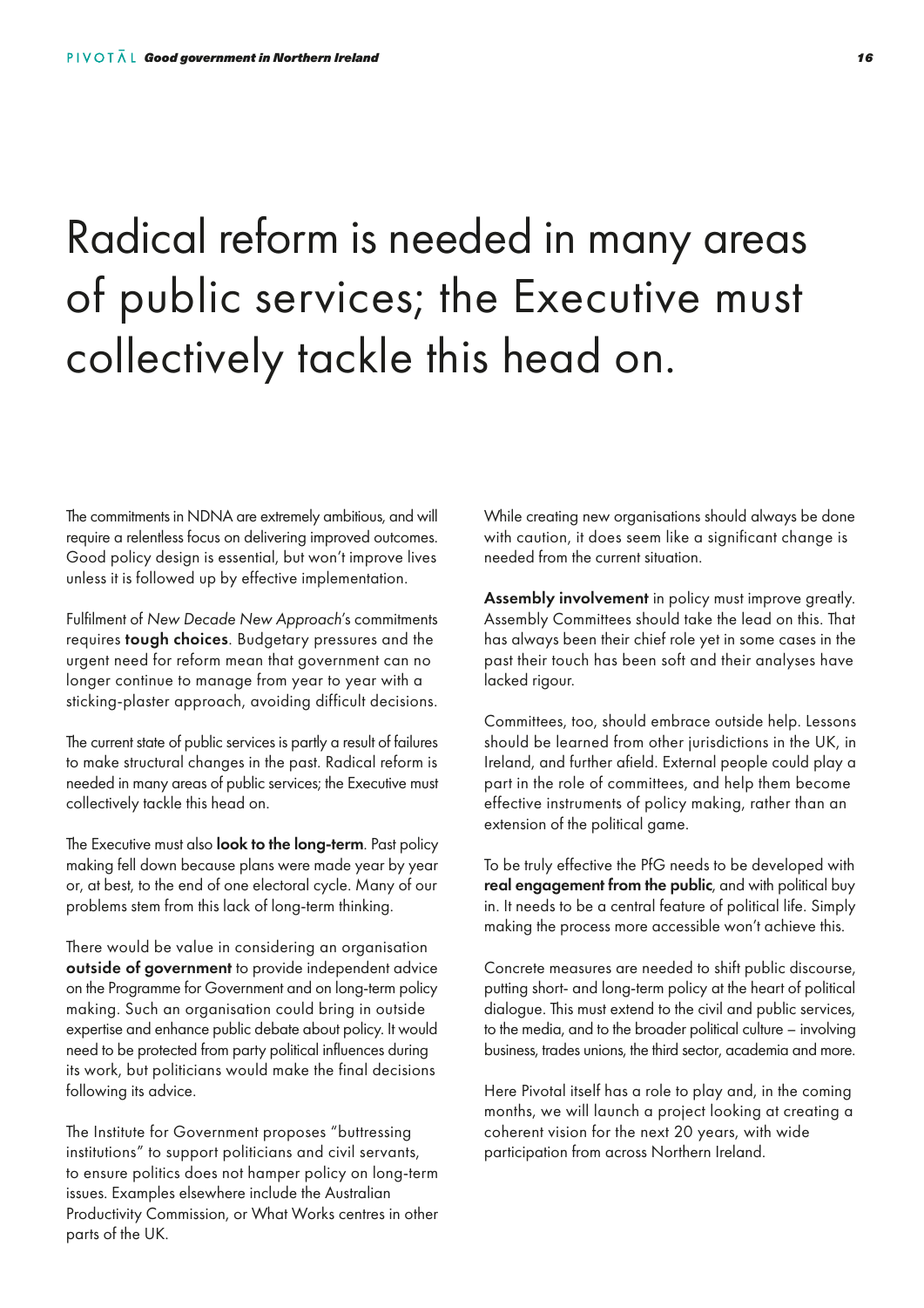# Radical reform is needed in many areas of public services; the Executive must collectively tackle this head on.

The commitments in NDNA are extremely ambitious, and will require a relentless focus on delivering improved outcomes. Good policy design is essential, but won't improve lives unless it is followed up by effective implementation.

Fulfilment of *New Decade New Approach*'s commitments requires **tough choices**. Budgetary pressures and the urgent need for reform mean that government can no longer continue to manage from year to year with a sticking-plaster approach, avoiding difficult decisions.

The current state of public services is partly a result of failures to make structural changes in the past. Radical reform is needed in many areas of public services; the Executive must collectively tackle this head on.

The Executive must also **look to the long-term**. Past policy making fell down because plans were made year by year or, at best, to the end of one electoral cycle. Many of our problems stem from this lack of long-term thinking.

There would be value in considering an organisation **outside of government** to provide independent advice on the Programme for Government and on long-term policy making. Such an organisation could bring in outside expertise and enhance public debate about policy. It would need to be protected from party political influences during its work, but politicians would make the final decisions following its advice.

The Institute for Government proposes "buttressing institutions" to support politicians and civil servants, to ensure politics does not hamper policy on long-term issues. Examples elsewhere include the Australian Productivity Commission, or What Works centres in other parts of the UK.

While creating new organisations should always be done with caution, it does seem like a significant change is needed from the current situation.

**Assembly involvement** in policy must improve greatly. Assembly Committees should take the lead on this. That has always been their chief role yet in some cases in the past their touch has been soft and their analyses have lacked rigour.

Committees, too, should embrace outside help. Lessons should be learned from other jurisdictions in the UK, in Ireland, and further afield. External people could play a part in the role of committees, and help them become effective instruments of policy making, rather than an extension of the political game.

To be truly effective the PfG needs to be developed with **real engagement from the public**, and with political buy in. It needs to be a central feature of political life. Simply making the process more accessible won't achieve this.

Concrete measures are needed to shift public discourse, putting short- and long-term policy at the heart of political dialogue. This must extend to the civil and public services, to the media, and to the broader political culture – involving business, trades unions, the third sector, academia and more.

Here Pivotal itself has a role to play and, in the coming months, we will launch a project looking at creating a coherent vision for the next 20 years, with wide participation from across Northern Ireland.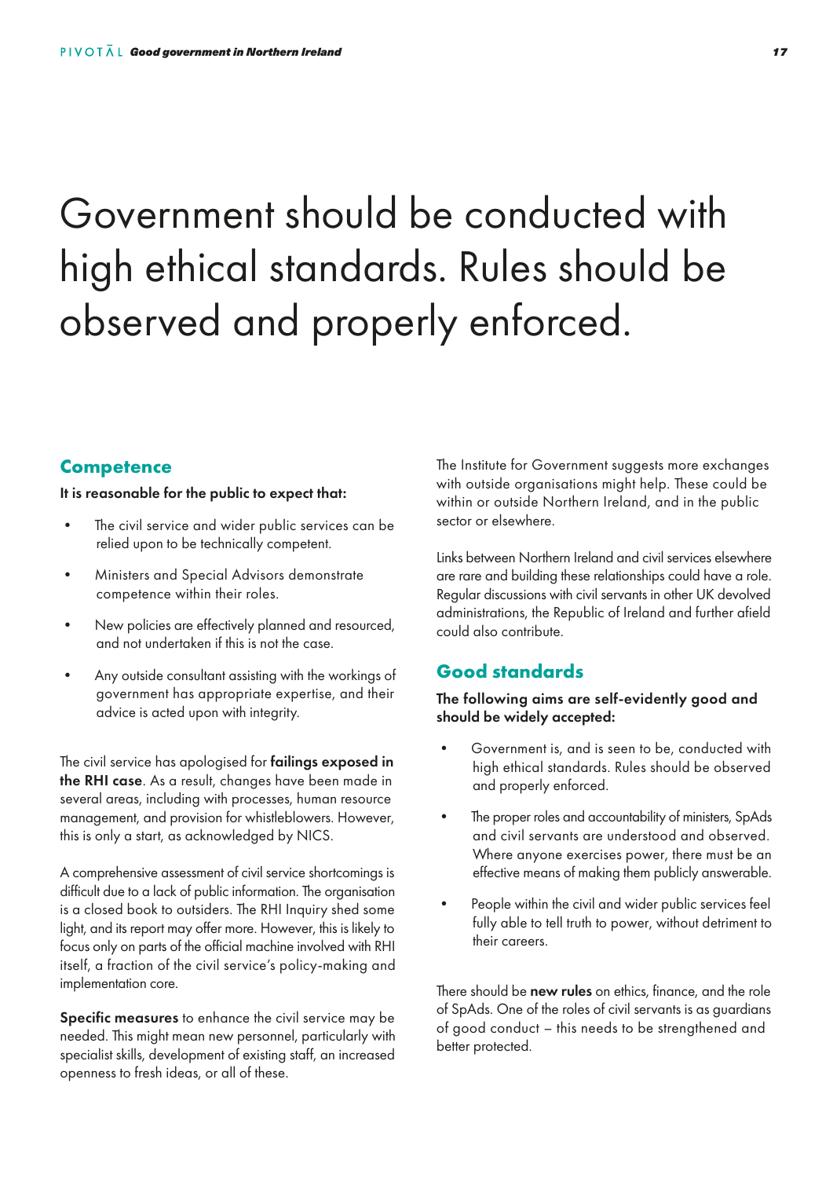# Government should be conducted with high ethical standards. Rules should be observed and properly enforced.

## Competence

**It is reasonable for the public to expect that:**

- The civil service and wider public services can be relied upon to be technically competent.
- Ministers and Special Advisors demonstrate competence within their roles.
- New policies are effectively planned and resourced, and not undertaken if this is not the case.
- Any outside consultant assisting with the workings of government has appropriate expertise, and their advice is acted upon with integrity.

The civil service has apologised for **failings exposed in the RHI case**. As a result, changes have been made in several areas, including with processes, human resource management, and provision for whistleblowers. However, this is only a start, as acknowledged by NICS.

A comprehensive assessment of civil service shortcomings is difficult due to a lack of public information. The organisation is a closed book to outsiders. The RHI Inquiry shed some light, and its report may offer more. However, this is likely to focus only on parts of the official machine involved with RHI itself, a fraction of the civil service's policy-making and implementation core.

**Specific measures** to enhance the civil service may be needed. This might mean new personnel, particularly with specialist skills, development of existing staff, an increased openness to fresh ideas, or all of these.

The Institute for Government suggests more exchanges with outside organisations might help. These could be within or outside Northern Ireland, and in the public sector or elsewhere.

Links between Northern Ireland and civil services elsewhere are rare and building these relationships could have a role. Regular discussions with civil servants in other UK devolved administrations, the Republic of Ireland and further afield could also contribute.

## Good standards

**The following aims are self-evidently good and should be widely accepted:**

- Government is, and is seen to be, conducted with high ethical standards. Rules should be observed and properly enforced.
- The proper roles and accountability of ministers, SpAds and civil servants are understood and observed. Where anyone exercises power, there must be an effective means of making them publicly answerable.
- People within the civil and wider public services feel fully able to tell truth to power, without detriment to their careers.

There should be **new rules** on ethics, finance, and the role of SpAds. One of the roles of civil servants is as guardians of good conduct – this needs to be strengthened and better protected.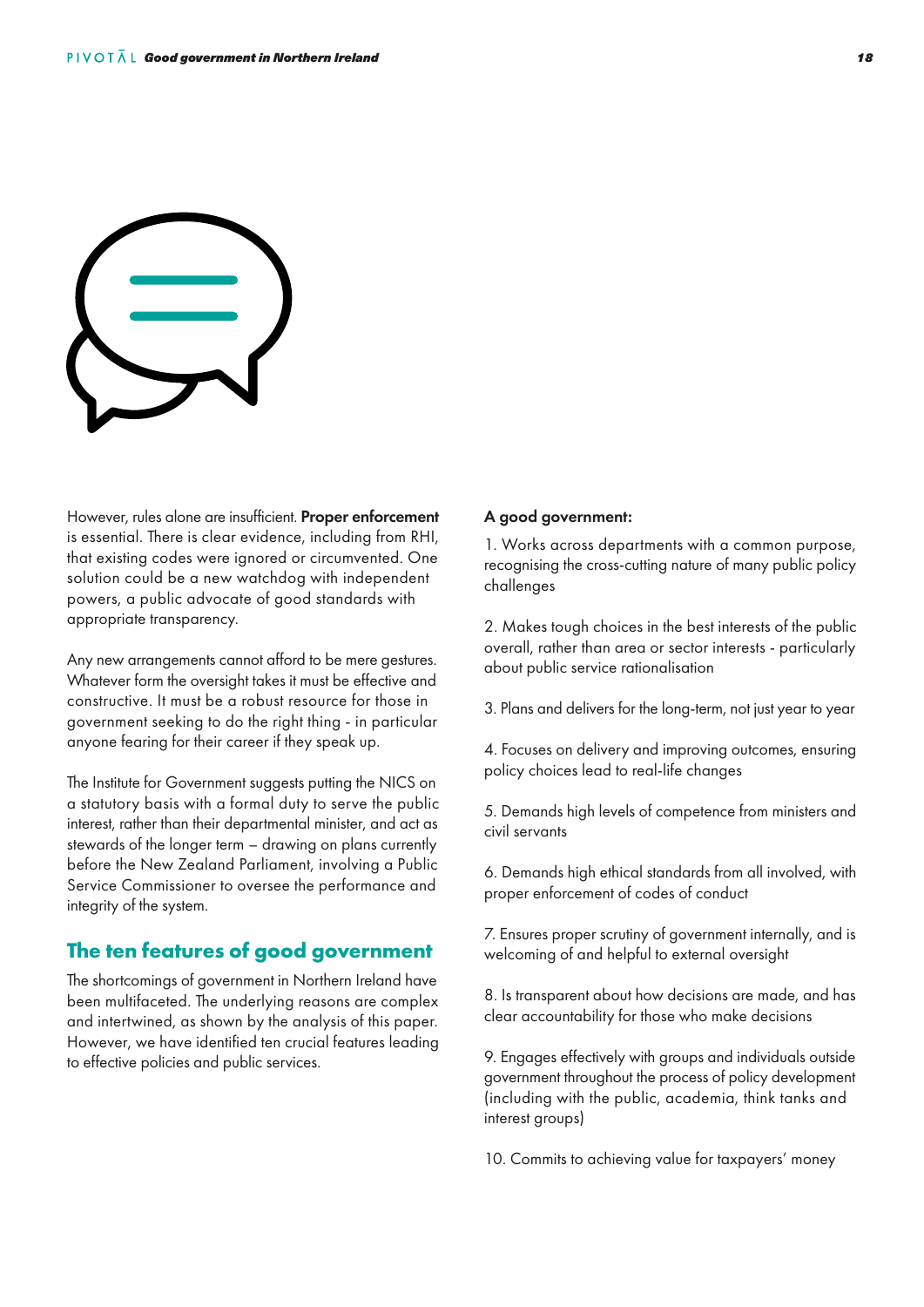However, rules alone are insufficient. **Proper enforcement** is essential. There is clear evidence, including from RHI, that existing codes were ignored or circumvented. One solution could be a new watchdog with independent powers, a public advocate of good standards with appropriate transparency.

Any new arrangements cannot afford to be mere gestures. Whatever form the oversight takes it must be effective and constructive. It must be a robust resource for those in government seeking to do the right thing - in particular anyone fearing for their career if they speak up.

The Institute for Government suggests putting the NICS on a statutory basis with a formal duty to serve the public interest, rather than their departmental minister, and act as stewards of the longer term – drawing on plans currently before the New Zealand Parliament, involving a Public Service Commissioner to oversee the performance and integrity of the system.

## The ten features of good government

The shortcomings of government in Northern Ireland have been multifaceted. The underlying reasons are complex and intertwined, as shown by the analysis of this paper. However, we have identified ten crucial features leading to effective policies and public services.

**A good government:**

1. Works across departments with a common purpose, recognising the cross-cutting nature of many public policy challenges

2. Makes tough choices in the best interests of the public overall, rather than area or sector interests - particularly about public service rationalisation

3. Plans and delivers for the long-term, not just year to year

4. Focuses on delivery and improving outcomes, ensuring policy choices lead to real-life changes

5. Demands high levels of competence from ministers and civil servants

6. Demands high ethical standards from all involved, with proper enforcement of codes of conduct

7. Ensures proper scrutiny of government internally, and is welcoming of and helpful to external oversight

8. Is transparent about how decisions are made, and has clear accountability for those who make decisions

9. Engages effectively with groups and individuals outside government throughout the process of policy development (including with the public, academia, think tanks and interest groups)

10. Commits to achieving value for taxpayers' money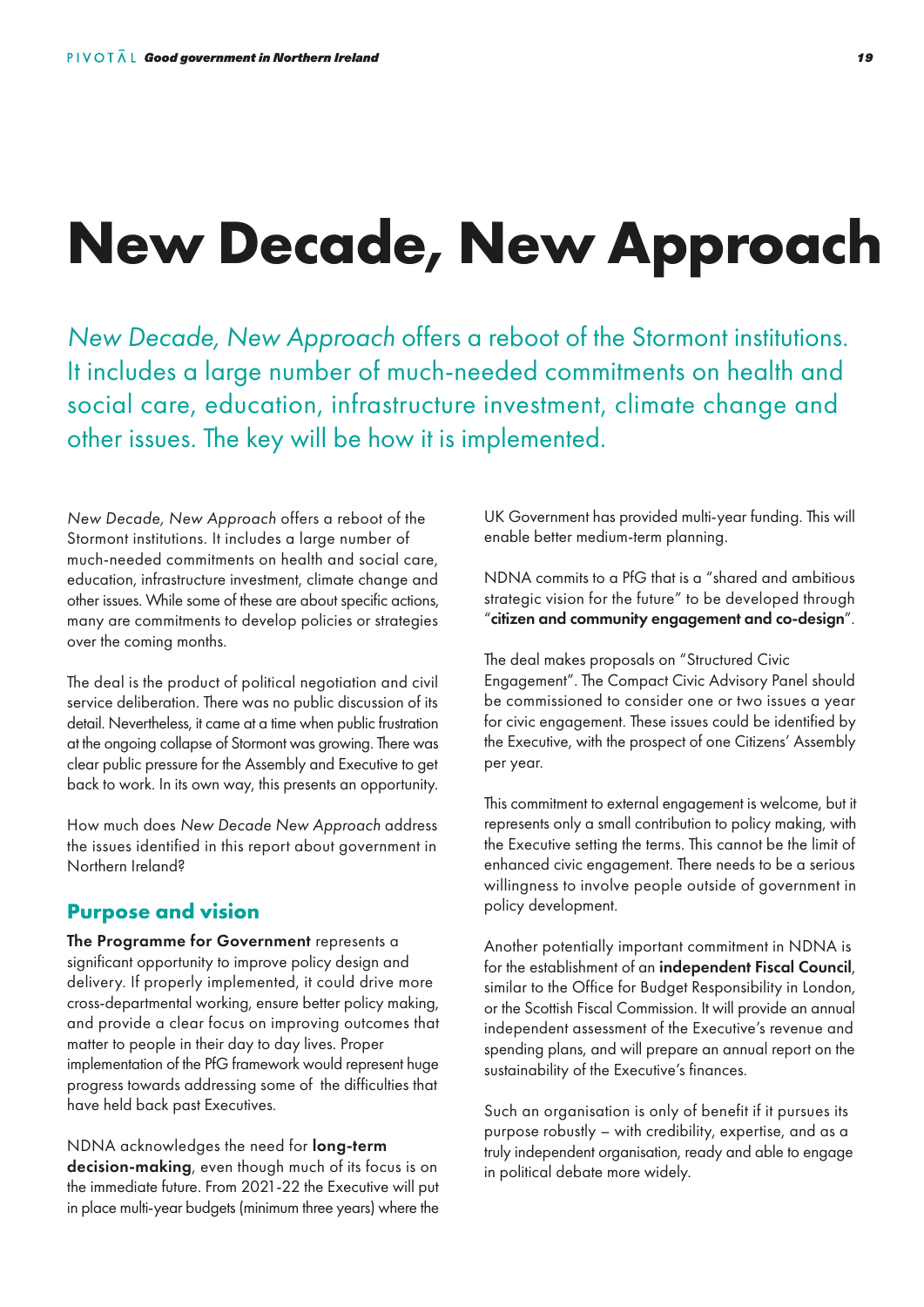# New Decade, New Approach

*New Decade, New Approach* offers a reboot of the Stormont institutions. It includes a large number of much-needed commitments on health and social care, education, infrastructure investment, climate change and other issues. The key will be how it is implemented.

*New Decade, New Approach* offers a reboot of the Stormont institutions. It includes a large number of much-needed commitments on health and social care, education, infrastructure investment, climate change and other issues. While some of these are about specific actions, many are commitments to develop policies or strategies over the coming months.

The deal is the product of political negotiation and civil service deliberation. There was no public discussion of its detail. Nevertheless, it came at a time when public frustration at the ongoing collapse of Stormont was growing. There was clear public pressure for the Assembly and Executive to get back to work. In its own way, this presents an opportunity.

How much does *New Decade New Approach* address the issues identified in this report about government in Northern Ireland?

## Purpose and vision

**The Programme for Government** represents a significant opportunity to improve policy design and delivery. If properly implemented, it could drive more cross-departmental working, ensure better policy making, and provide a clear focus on improving outcomes that matter to people in their day to day lives. Proper implementation of the PfG framework would represent huge progress towards addressing some of the difficulties that have held back past Executives.

NDNA acknowledges the need for **long-term decision-making**, even though much of its focus is on the immediate future. From 2021-22 the Executive will put in place multi-year budgets (minimum three years) where the UK Government has provided multi-year funding. This will enable better medium-term planning.

NDNA commits to a PfG that is a "shared and ambitious strategic vision for the future" to be developed through "**citizen and community engagement and co-design**".

The deal makes proposals on "Structured Civic Engagement". The Compact Civic Advisory Panel should be commissioned to consider one or two issues a year for civic engagement. These issues could be identified by the Executive, with the prospect of one Citizens' Assembly per year.

This commitment to external engagement is welcome, but it represents only a small contribution to policy making, with the Executive setting the terms. This cannot be the limit of enhanced civic engagement. There needs to be a serious willingness to involve people outside of government in policy development.

Another potentially important commitment in NDNA is for the establishment of an **independent Fiscal Council**, similar to the Office for Budget Responsibility in London, or the Scottish Fiscal Commission. It will provide an annual independent assessment of the Executive's revenue and spending plans, and will prepare an annual report on the sustainability of the Executive's finances.

Such an organisation is only of benefit if it pursues its purpose robustly – with credibility, expertise, and as a truly independent organisation, ready and able to engage in political debate more widely.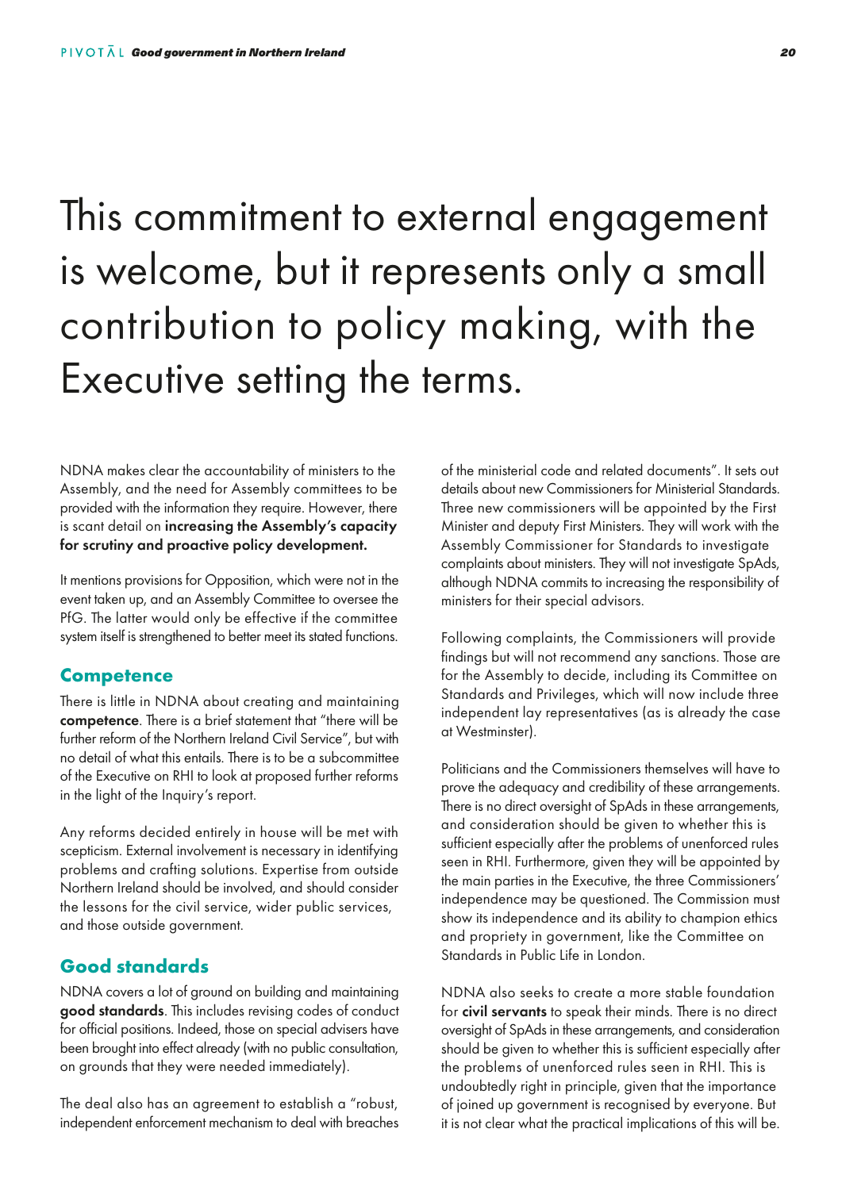# This commitment to external engagement is welcome, but it represents only a small contribution to policy making, with the Executive setting the terms.

NDNA makes clear the accountability of ministers to the Assembly, and the need for Assembly committees to be provided with the information they require. However, there is scant detail on **increasing the Assembly's capacity for scrutiny and proactive policy development.**

It mentions provisions for Opposition, which were not in the event taken up, and an Assembly Committee to oversee the PfG. The latter would only be effective if the committee system itself is strengthened to better meet its stated functions.

## Competence

There is little in NDNA about creating and maintaining **competence**. There is a brief statement that "there will be further reform of the Northern Ireland Civil Service", but with no detail of what this entails. There is to be a subcommittee of the Executive on RHI to look at proposed further reforms in the light of the Inquiry's report.

Any reforms decided entirely in house will be met with scepticism. External involvement is necessary in identifying problems and crafting solutions. Expertise from outside Northern Ireland should be involved, and should consider the lessons for the civil service, wider public services, and those outside government.

## Good standards

NDNA covers a lot of ground on building and maintaining **good standards**. This includes revising codes of conduct for official positions. Indeed, those on special advisers have been brought into effect already (with no public consultation, on grounds that they were needed immediately).

The deal also has an agreement to establish a "robust, independent enforcement mechanism to deal with breaches of the ministerial code and related documents". It sets out details about new Commissioners for Ministerial Standards. Three new commissioners will be appointed by the First Minister and deputy First Ministers. They will work with the Assembly Commissioner for Standards to investigate complaints about ministers. They will not investigate SpAds, although NDNA commits to increasing the responsibility of ministers for their special advisors.

Following complaints, the Commissioners will provide findings but will not recommend any sanctions. Those are for the Assembly to decide, including its Committee on Standards and Privileges, which will now include three independent lay representatives (as is already the case at Westminster).

Politicians and the Commissioners themselves will have to prove the adequacy and credibility of these arrangements. There is no direct oversight of SpAds in these arrangements, and consideration should be given to whether this is sufficient especially after the problems of unenforced rules seen in RHI. Furthermore, given they will be appointed by the main parties in the Executive, the three Commissioners' independence may be questioned. The Commission must show its independence and its ability to champion ethics and propriety in government, like the Committee on Standards in Public Life in London.

NDNA also seeks to create a more stable foundation for **civil servants** to speak their minds. There is no direct oversight of SpAds in these arrangements, and consideration should be given to whether this is sufficient especially after the problems of unenforced rules seen in RHI. This is undoubtedly right in principle, given that the importance of joined up government is recognised by everyone. But it is not clear what the practical implications of this will be.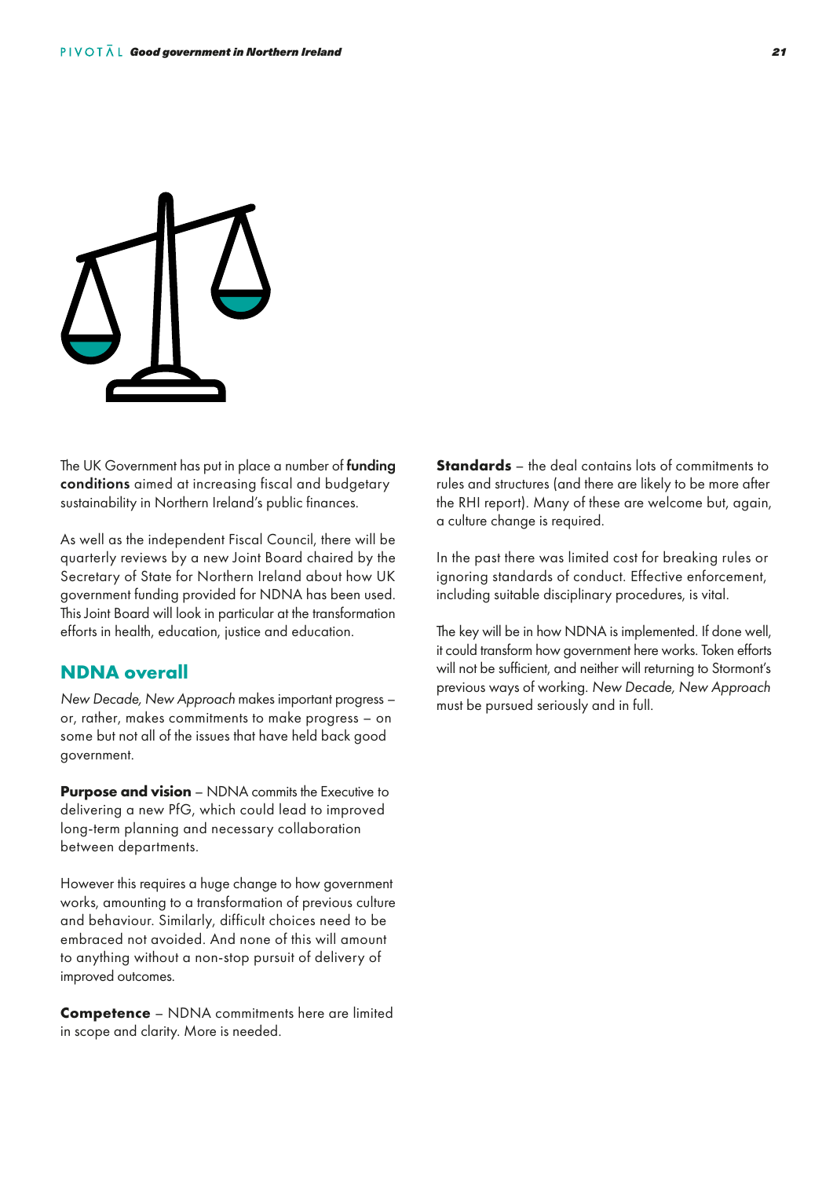The UK Government has put in place a number of **funding conditions** aimed at increasing fiscal and budgetary sustainability in Northern Ireland's public finances.

As well as the independent Fiscal Council, there will be quarterly reviews by a new Joint Board chaired by the Secretary of State for Northern Ireland about how UK government funding provided for NDNA has been used. This Joint Board will look in particular at the transformation efforts in health, education, justice and education.

## NDNA overall

*New Decade, New Approach* makes important progress – or, rather, makes commitments to make progress – on some but not all of the issues that have held back good government.

**Purpose and vision** – NDNA commits the Executive to delivering a new PfG, which could lead to improved long-term planning and necessary collaboration between departments.

However this requires a huge change to how government works, amounting to a transformation of previous culture and behaviour. Similarly, difficult choices need to be embraced not avoided. And none of this will amount to anything without a non-stop pursuit of delivery of improved outcomes.

**Competence** – NDNA commitments here are limited in scope and clarity. More is needed.

**Standards** – the deal contains lots of commitments to rules and structures (and there are likely to be more after the RHI report). Many of these are welcome but, again, a culture change is required.

In the past there was limited cost for breaking rules or ignoring standards of conduct. Effective enforcement, including suitable disciplinary procedures, is vital.

The key will be in how NDNA is implemented. If done well, it could transform how government here works. Token efforts will not be sufficient, and neither will returning to Stormont's previous ways of working. *New Decade, New Approach* must be pursued seriously and in full.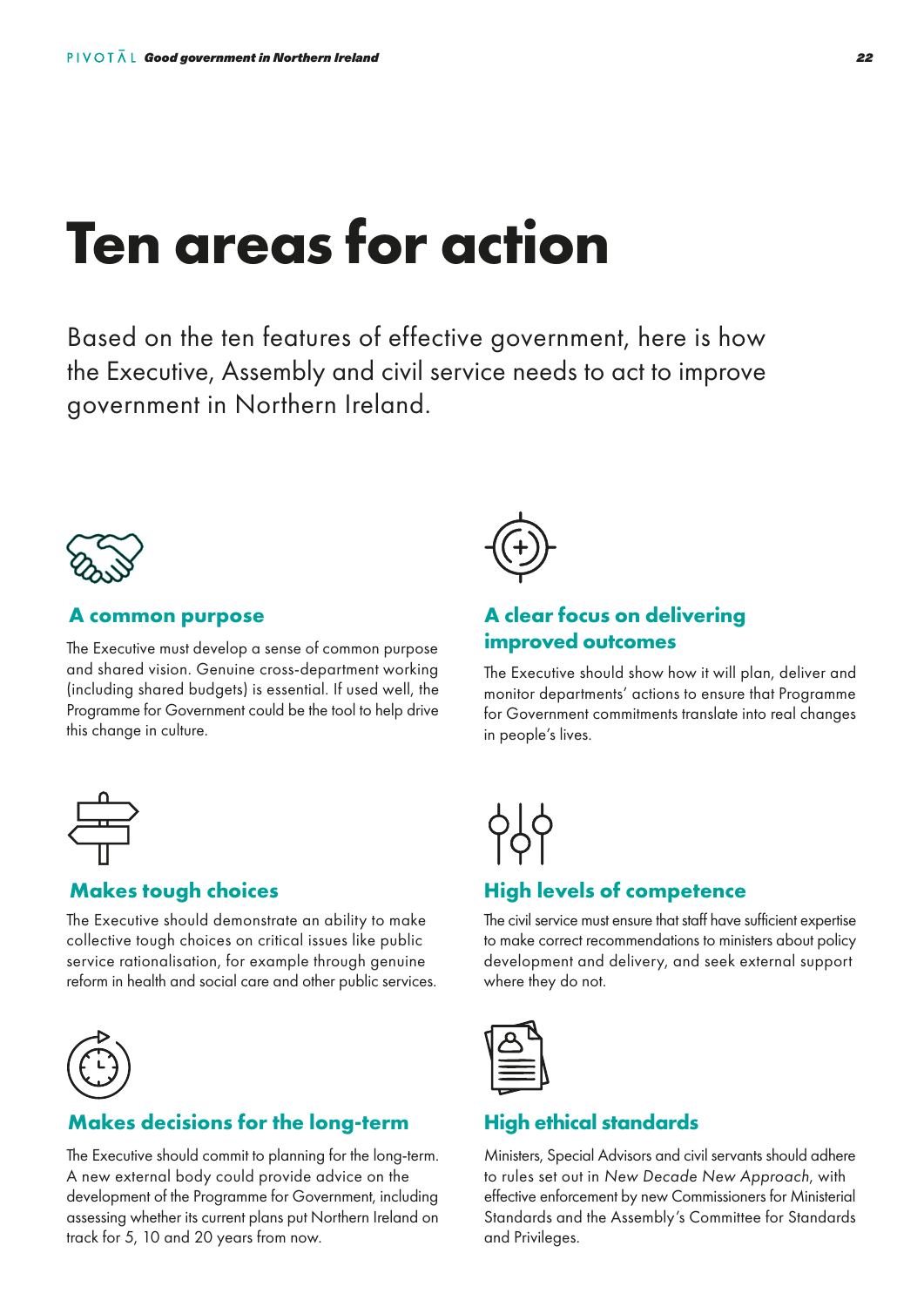# Ten areas for action

Based on the ten features of effective government, here is how the Executive, Assembly and civil service needs to act to improve government in Northern Ireland.

### A common purpose

The Executive must develop a sense of common purpose and shared vision. Genuine cross-department working (including shared budgets) is essential. If used well, the Programme for Government could be the tool to help drive this change in culture.

### A clear focus on delivering improved outcomes

The Executive should show how it will plan, deliver and monitor departments' actions to ensure that Programme for Government commitments translate into real changes in people's lives.

### Makes tough choices

The Executive should demonstrate an ability to make collective tough choices on critical issues like public service rationalisation, for example through genuine reform in health and social care and other public services.

### High levels of competence

The civil service must ensure that staff have sufficient expertise to make correct recommendations to ministers about policy development and delivery, and seek external support where they do not.

### Makes decisions for the long-term

The Executive should commit to planning for the long-term. A new external body could provide advice on the development of the Programme for Government, including assessing whether its current plans put Northern Ireland on track for 5, 10 and 20 years from now.

### High ethical standards

Ministers, Special Advisors and civil servants should adhere to rules set out in *New Decade New Approach*, with effective enforcement by new Commissioners for Ministerial Standards and the Assembly's Committee for Standards and Privileges.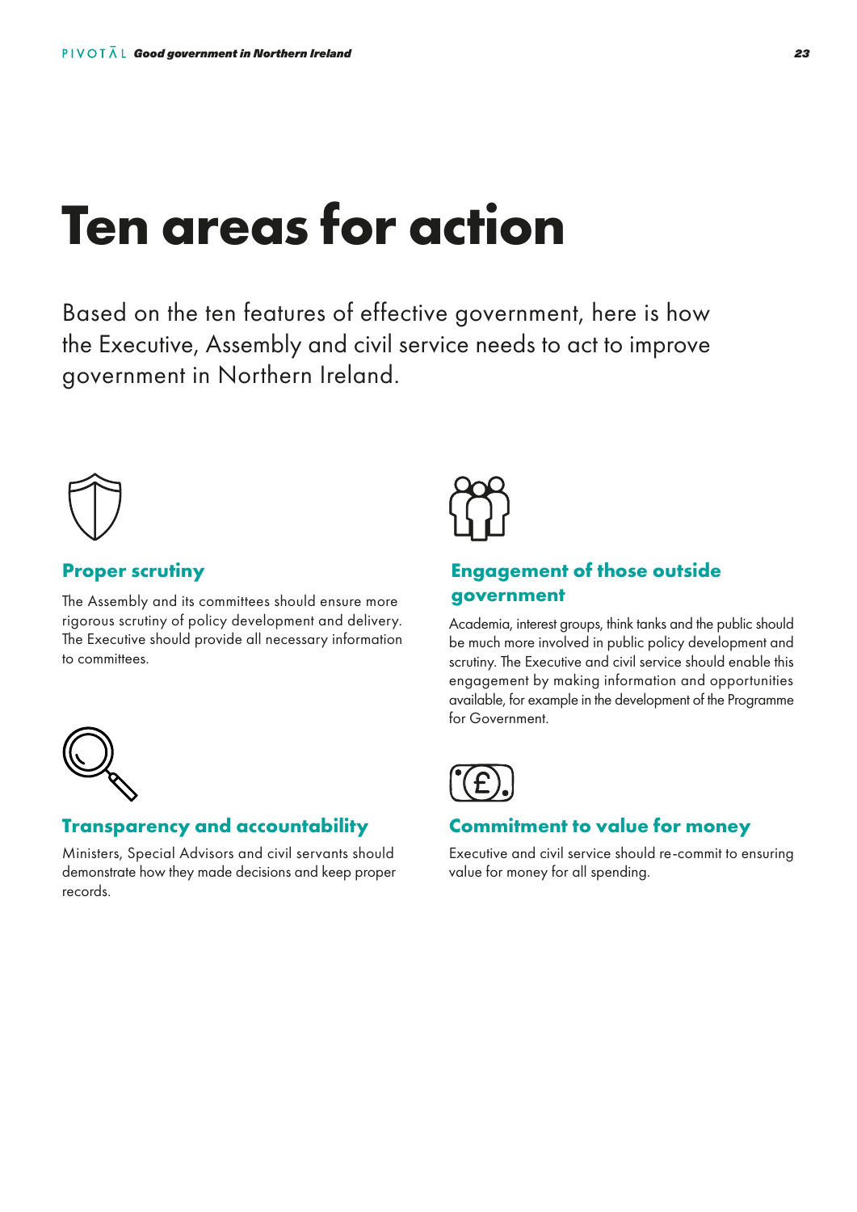# Ten areas for action

Based on the ten features of effective government, here is how the Executive, Assembly and civil service needs to act to improve government in Northern Ireland.

### Proper scrutiny

The Assembly and its committees should ensure more rigorous scrutiny of policy development and delivery. The Executive should provide all necessary information to committees.

### Engagement of those outside government

Academia, interest groups, think tanks and the public should be much more involved in public policy development and scrutiny. The Executive and civil service should enable this engagement by making information and opportunities available, for example in the development of the Programme for Government.

### Transparency and accountability

Ministers, Special Advisors and civil servants should demonstrate how they made decisions and keep proper records.

### Commitment to value for money

Executive and civil service should re-commit to ensuring value for money for all spending.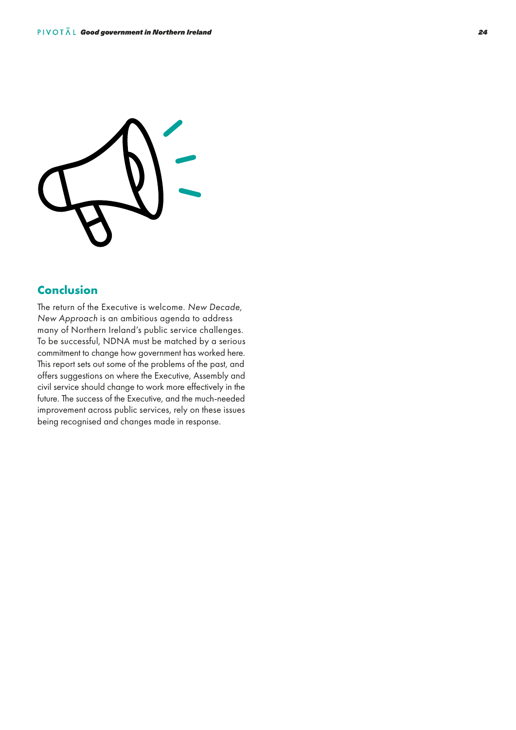## Conclusion

The return of the Executive is welcome. *New Decade, New Approach* is an ambitious agenda to address many of Northern Ireland's public service challenges. To be successful, NDNA must be matched by a serious commitment to change how government has worked here. This report sets out some of the problems of the past, and offers suggestions on where the Executive, Assembly and civil service should change to work more effectively in the future. The success of the Executive, and the much-needed improvement across public services, rely on these issues being recognised and changes made in response.